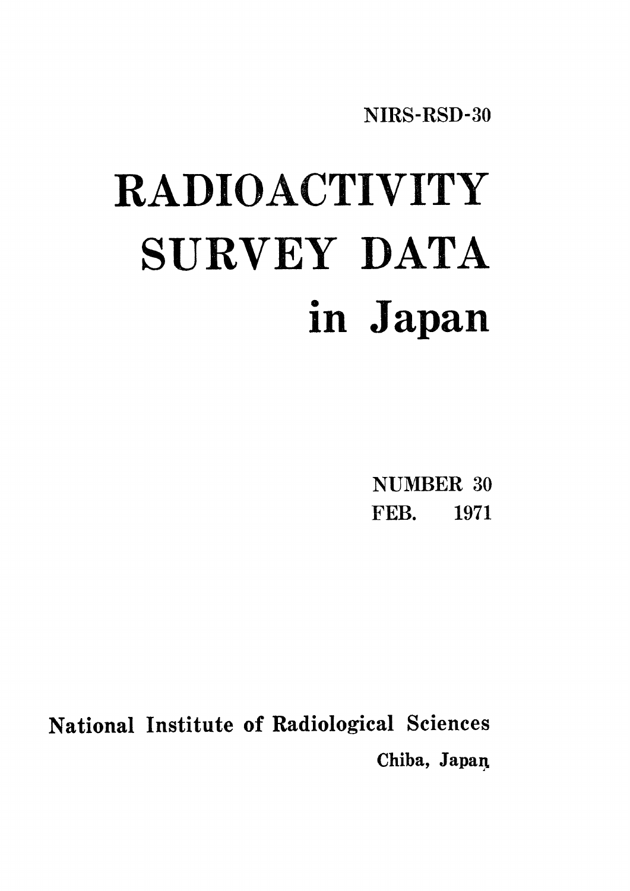NIRS-RSD-30

# RADIOACTIVITY SURVEY DATA in Japan

NUMBER 30
FEB. 1971

National Institute of Radiological Sciences
Chiba, Japan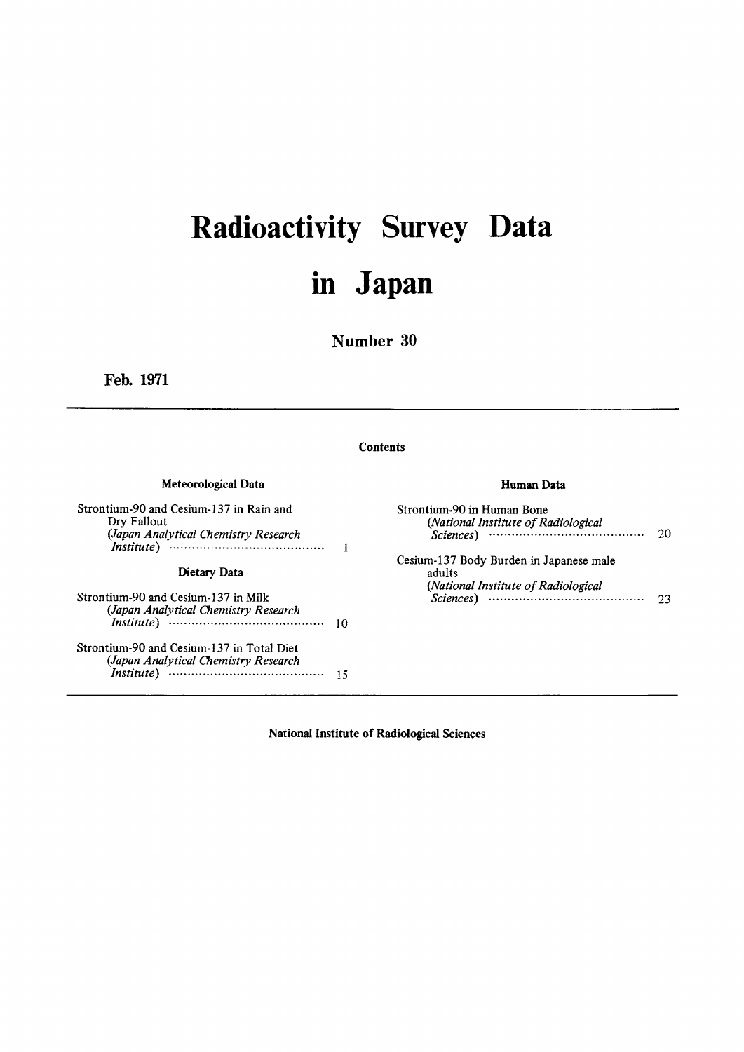# Radioactivity Survey Data in Japan

## Number 30

**Feb. 1971**

---

### Contents

**Meteorological Data**

Strontium-90 and Cesium-137 in Rain and Dry Fallout
(*Japan Analytical Chemistry Research Institute*) ........ 1

**Dietary Data**

Strontium-90 and Cesium-137 in Milk
(*Japan Analytical Chemistry Research Institute*) ........ 10

Strontium-90 and Cesium-137 in Total Diet
(*Japan Analytical Chemistry Research Institute*) ........ 15

**Human Data**

Strontium-90 in Human Bone
(*National Institute of Radiological Sciences*) ........ 20

Cesium-137 Body Burden in Japanese male adults
(*National Institute of Radiological Sciences*) ........ 23

---

**National Institute of Radiological Sciences**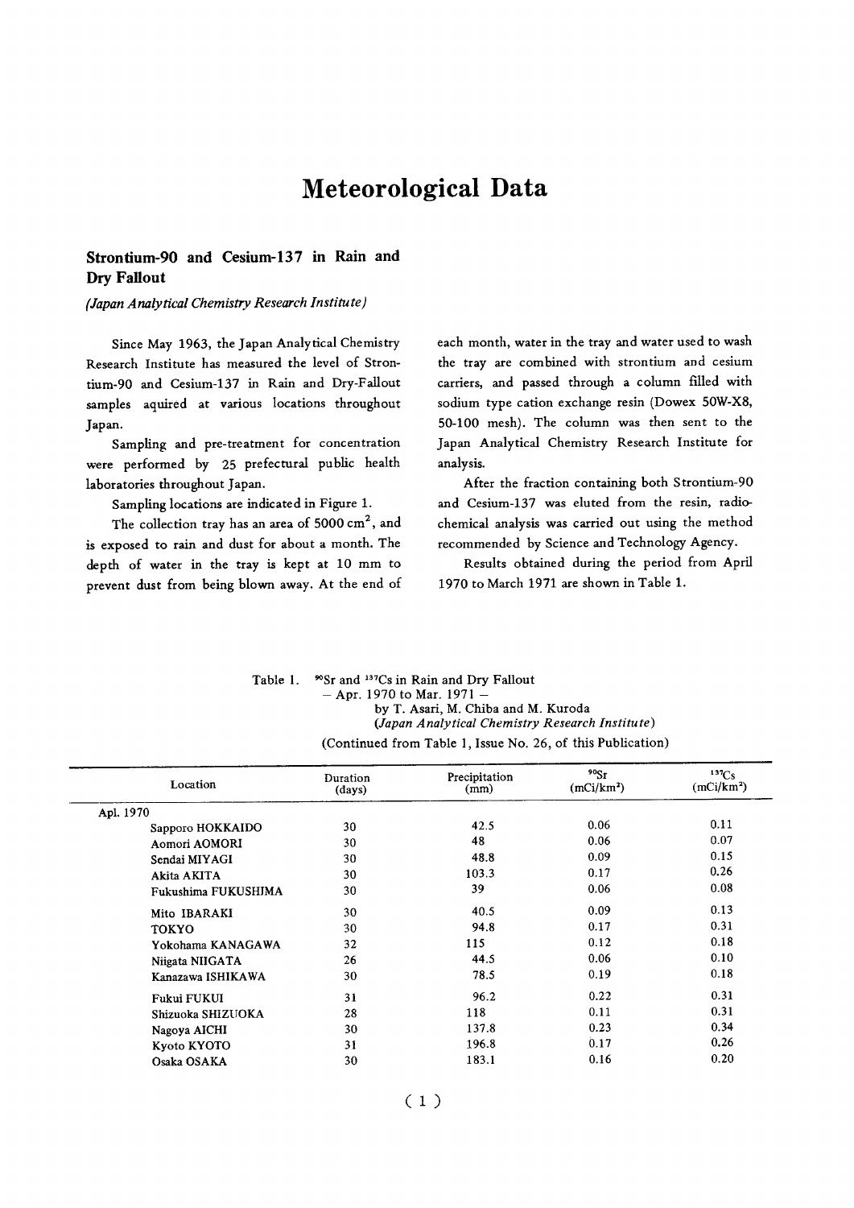# Meteorological Data

## Strontium-90 and Cesium-137 in Rain and Dry Fallout

*(Japan Analytical Chemistry Research Institute)*

Since May 1963, the Japan Analytical Chemistry Research Institute has measured the level of Strontium-90 and Cesium-137 in Rain and Dry-Fallout samples aquired at various locations throughout Japan.

Sampling and pre-treatment for concentration were performed by 25 prefectural public health laboratories throughout Japan.

Sampling locations are indicated in Figure 1.

The collection tray has an area of 5000 $cm^2$, and is exposed to rain and dust for about a month. The depth of water in the tray is kept at 10 mm to prevent dust from being blown away. At the end of each month, water in the tray and water used to wash the tray are combined with strontium and cesium carriers, and passed through a column filled with sodium type cation exchange resin (Dowex 50W-X8, 50-100 mesh). The column was then sent to the Japan Analytical Chemistry Research Institute for analysis.

After the fraction containing both Strontium-90 and Cesium-137 was eluted from the resin, radiochemical analysis was carried out using the method recommended by Science and Technology Agency.

Results obtained during the period from April 1970 to March 1971 are shown in Table 1.

Table 1. $^{90}Sr$ and $^{137}Cs$ in Rain and Dry Fallout
– Apr. 1970 to Mar. 1971 –
by T. Asari, M. Chiba and M. Kuroda
*(Japan Analytical Chemistry Research Institute)*

(Continued from Table 1, Issue No. 26, of this Publication)

| Location | Duration (days) | Precipitation (mm) | $^{90}Sr$ ($mCi/km^2$) | $^{137}Cs$ ($mCi/km^2$) |
|---|---|---|---|---|
| Apl. 1970 | | | | |
| Sapporo HOKKAIDO | 30 | 42.5 | 0.06 | 0.11 |
| Aomori AOMORI | 30 | 48 | 0.06 | 0.07 |
| Sendai MIYAGI | 30 | 48.8 | 0.09 | 0.15 |
| Akita AKITA | 30 | 103.3 | 0.17 | 0.26 |
| Fukushima FUKUSHIMA | 30 | 39 | 0.06 | 0.08 |
| Mito IBARAKI | 30 | 40.5 | 0.09 | 0.13 |
| TOKYO | 30 | 94.8 | 0.17 | 0.31 |
| Yokohama KANAGAWA | 32 | 115 | 0.12 | 0.18 |
| Niigata NIIGATA | 26 | 44.5 | 0.06 | 0.10 |
| Kanazawa ISHIKAWA | 30 | 78.5 | 0.19 | 0.18 |
| Fukui FUKUI | 31 | 96.2 | 0.22 | 0.31 |
| Shizuoka SHIZUOKA | 28 | 118 | 0.11 | 0.31 |
| Nagoya AICHI | 30 | 137.8 | 0.23 | 0.34 |
| Kyoto KYOTO | 31 | 196.8 | 0.17 | 0.26 |
| Osaka OSAKA | 30 | 183.1 | 0.16 | 0.20 |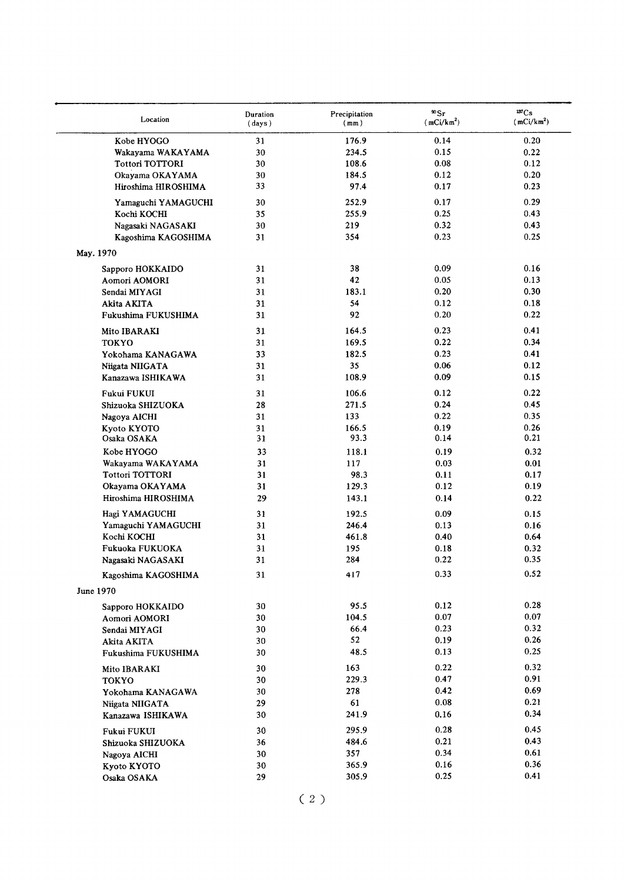| Location | Duration (days) | Precipitation (mm) | $^{90}Sr$ ($mCi/km^2$) | $^{137}Cs$ ($mCi/km^2$) |
|---|---|---|---|---|
| Kobe HYOGO | 31 | 176.9 | 0.14 | 0.20 |
| Wakayama WAKAYAMA | 30 | 234.5 | 0.15 | 0.22 |
| Tottori TOTTORI | 30 | 108.6 | 0.08 | 0.12 |
| Okayama OKAYAMA | 30 | 184.5 | 0.12 | 0.20 |
| Hiroshima HIROSHIMA | 33 | 97.4 | 0.17 | 0.23 |
| Yamaguchi YAMAGUCHI | 30 | 252.9 | 0.17 | 0.29 |
| Kochi KOCHI | 35 | 255.9 | 0.25 | 0.43 |
| Nagasaki NAGASAKI | 30 | 219 | 0.32 | 0.43 |
| Kagoshima KAGOSHIMA | 31 | 354 | 0.23 | 0.25 |
| **May. 1970** | | | | |
| Sapporo HOKKAIDO | 31 | 38 | 0.09 | 0.16 |
| Aomori AOMORI | 31 | 42 | 0.05 | 0.13 |
| Sendai MIYAGI | 31 | 183.1 | 0.20 | 0.30 |
| Akita AKITA | 31 | 54 | 0.12 | 0.18 |
| Fukushima FUKUSHIMA | 31 | 92 | 0.20 | 0.22 |
| Mito IBARAKI | 31 | 164.5 | 0.23 | 0.41 |
| TOKYO | 31 | 169.5 | 0.22 | 0.34 |
| Yokohama KANAGAWA | 33 | 182.5 | 0.23 | 0.41 |
| Niigata NIIGATA | 31 | 35 | 0.06 | 0.12 |
| Kanazawa ISHIKAWA | 31 | 108.9 | 0.09 | 0.15 |
| Fukui FUKUI | 31 | 106.6 | 0.12 | 0.22 |
| Shizuoka SHIZUOKA | 28 | 271.5 | 0.24 | 0.45 |
| Nagoya AICHI | 31 | 133 | 0.22 | 0.35 |
| Kyoto KYOTO | 31 | 166.5 | 0.19 | 0.26 |
| Osaka OSAKA | 31 | 93.3 | 0.14 | 0.21 |
| Kobe HYOGO | 33 | 118.1 | 0.19 | 0.32 |
| Wakayama WAKAYAMA | 31 | 117 | 0.03 | 0.01 |
| Tottori TOTTORI | 31 | 98.3 | 0.11 | 0.17 |
| Okayama OKAYAMA | 31 | 129.3 | 0.12 | 0.19 |
| Hiroshima HIROSHIMA | 29 | 143.1 | 0.14 | 0.22 |
| Hagi YAMAGUCHI | 31 | 192.5 | 0.09 | 0.15 |
| Yamaguchi YAMAGUCHI | 31 | 246.4 | 0.13 | 0.16 |
| Kochi KOCHI | 31 | 461.8 | 0.40 | 0.64 |
| Fukuoka FUKUOKA | 31 | 195 | 0.18 | 0.32 |
| Nagasaki NAGASAKI | 31 | 284 | 0.22 | 0.35 |
| Kagoshima KAGOSHIMA | 31 | 417 | 0.33 | 0.52 |
| **June 1970** | | | | |
| Sapporo HOKKAIDO | 30 | 95.5 | 0.12 | 0.28 |
| Aomori AOMORI | 30 | 104.5 | 0.07 | 0.07 |
| Sendai MIYAGI | 30 | 66.4 | 0.23 | 0.32 |
| Akita AKITA | 30 | 52 | 0.19 | 0.26 |
| Fukushima FUKUSHIMA | 30 | 48.5 | 0.13 | 0.25 |
| Mito IBARAKI | 30 | 163 | 0.22 | 0.32 |
| TOKYO | 30 | 229.3 | 0.47 | 0.91 |
| Yokohama KANAGAWA | 30 | 278 | 0.42 | 0.69 |
| Niigata NIIGATA | 29 | 61 | 0.08 | 0.21 |
| Kanazawa ISHIKAWA | 30 | 241.9 | 0.16 | 0.34 |
| Fukui FUKUI | 30 | 295.9 | 0.28 | 0.45 |
| Shizuoka SHIZUOKA | 36 | 484.6 | 0.21 | 0.43 |
| Nagoya AICHI | 30 | 357 | 0.34 | 0.61 |
| Kyoto KYOTO | 30 | 365.9 | 0.16 | 0.36 |
| Osaka OSAKA | 29 | 305.9 | 0.25 | 0.41 |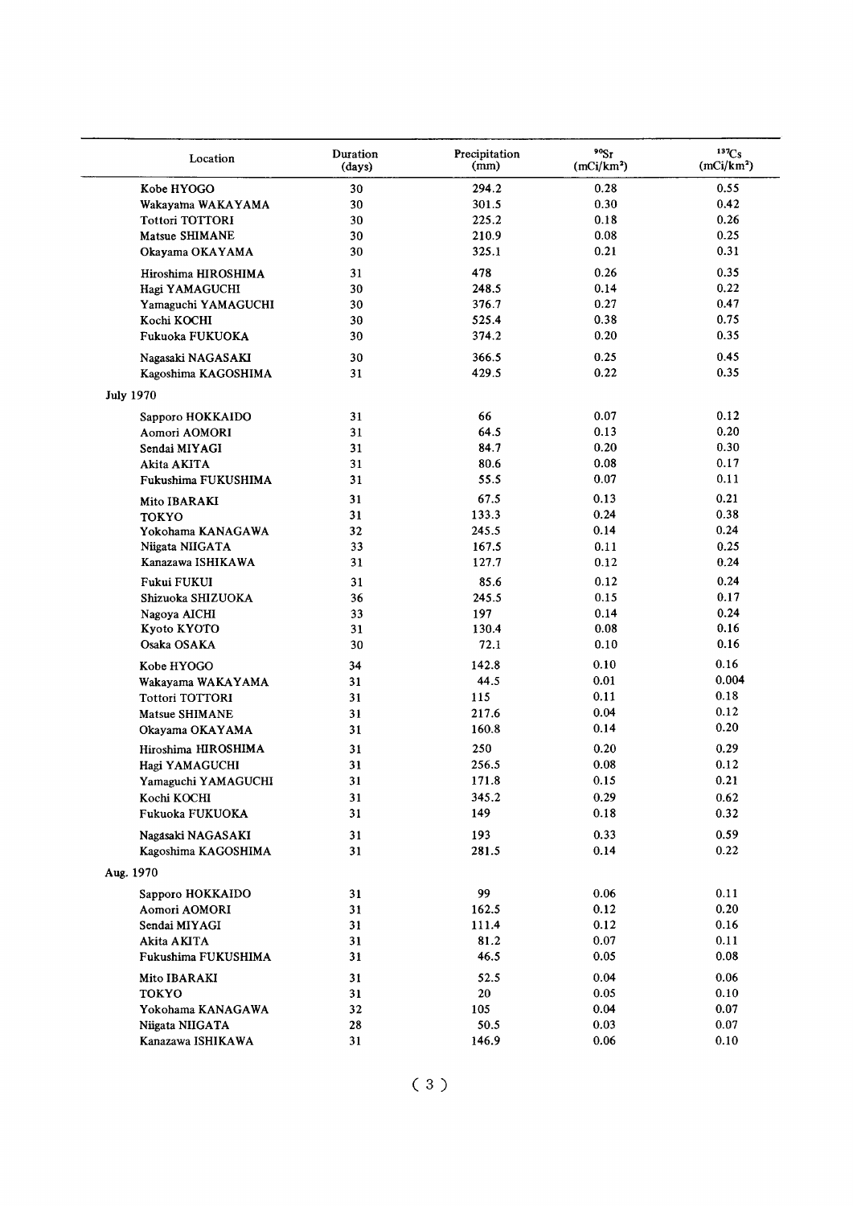| Location | Duration (days) | Precipitation (mm) | $^{90}Sr$ (mCi/km$^2$) | $^{137}Cs$ (mCi/km$^2$) |
|---|---|---|---|---|
| Kobe HYOGO | 30 | 294.2 | 0.28 | 0.55 |
| Wakayama WAKAYAMA | 30 | 301.5 | 0.30 | 0.42 |
| Tottori TOTTORI | 30 | 225.2 | 0.18 | 0.26 |
| Matsue SHIMANE | 30 | 210.9 | 0.08 | 0.25 |
| Okayama OKAYAMA | 30 | 325.1 | 0.21 | 0.31 |
| Hiroshima HIROSHIMA | 31 | 478 | 0.26 | 0.35 |
| Hagi YAMAGUCHI | 30 | 248.5 | 0.14 | 0.22 |
| Yamaguchi YAMAGUCHI | 30 | 376.7 | 0.27 | 0.47 |
| Kochi KOCHI | 30 | 525.4 | 0.38 | 0.75 |
| Fukuoka FUKUOKA | 30 | 374.2 | 0.20 | 0.35 |
| Nagasaki NAGASAKI | 30 | 366.5 | 0.25 | 0.45 |
| Kagoshima KAGOSHIMA | 31 | 429.5 | 0.22 | 0.35 |
| **July 1970** | | | | |
| Sapporo HOKKAIDO | 31 | 66 | 0.07 | 0.12 |
| Aomori AOMORI | 31 | 64.5 | 0.13 | 0.20 |
| Sendai MIYAGI | 31 | 84.7 | 0.20 | 0.30 |
| Akita AKITA | 31 | 80.6 | 0.08 | 0.17 |
| Fukushima FUKUSHIMA | 31 | 55.5 | 0.07 | 0.11 |
| Mito IBARAKI | 31 | 67.5 | 0.13 | 0.21 |
| TOKYO | 31 | 133.3 | 0.24 | 0.38 |
| Yokohama KANAGAWA | 32 | 245.5 | 0.14 | 0.24 |
| Niigata NIIGATA | 33 | 167.5 | 0.11 | 0.25 |
| Kanazawa ISHIKAWA | 31 | 127.7 | 0.12 | 0.24 |
| Fukui FUKUI | 31 | 85.6 | 0.12 | 0.24 |
| Shizuoka SHIZUOKA | 36 | 245.5 | 0.15 | 0.17 |
| Nagoya AICHI | 33 | 197 | 0.14 | 0.24 |
| Kyoto KYOTO | 31 | 130.4 | 0.08 | 0.16 |
| Osaka OSAKA | 30 | 72.1 | 0.10 | 0.16 |
| Kobe HYOGO | 34 | 142.8 | 0.10 | 0.16 |
| Wakayama WAKAYAMA | 31 | 44.5 | 0.01 | 0.004 |
| Tottori TOTTORI | 31 | 115 | 0.11 | 0.18 |
| Matsue SHIMANE | 31 | 217.6 | 0.04 | 0.12 |
| Okayama OKAYAMA | 31 | 160.8 | 0.14 | 0.20 |
| Hiroshima HIROSHIMA | 31 | 250 | 0.20 | 0.29 |
| Hagi YAMAGUCHI | 31 | 256.5 | 0.08 | 0.12 |
| Yamaguchi YAMAGUCHI | 31 | 171.8 | 0.15 | 0.21 |
| Kochi KOCHI | 31 | 345.2 | 0.29 | 0.62 |
| Fukuoka FUKUOKA | 31 | 149 | 0.18 | 0.32 |
| Nagasaki NAGASAKI | 31 | 193 | 0.33 | 0.59 |
| Kagoshima KAGOSHIMA | 31 | 281.5 | 0.14 | 0.22 |
| **Aug. 1970** | | | | |
| Sapporo HOKKAIDO | 31 | 99 | 0.06 | 0.11 |
| Aomori AOMORI | 31 | 162.5 | 0.12 | 0.20 |
| Sendai MIYAGI | 31 | 111.4 | 0.12 | 0.16 |
| Akita AKITA | 31 | 81.2 | 0.07 | 0.11 |
| Fukushima FUKUSHIMA | 31 | 46.5 | 0.05 | 0.08 |
| Mito IBARAKI | 31 | 52.5 | 0.04 | 0.06 |
| TOKYO | 31 | 20 | 0.05 | 0.10 |
| Yokohama KANAGAWA | 32 | 105 | 0.04 | 0.07 |
| Niigata NIIGATA | 28 | 50.5 | 0.03 | 0.07 |
| Kanazawa ISHIKAWA | 31 | 146.9 | 0.06 | 0.10 |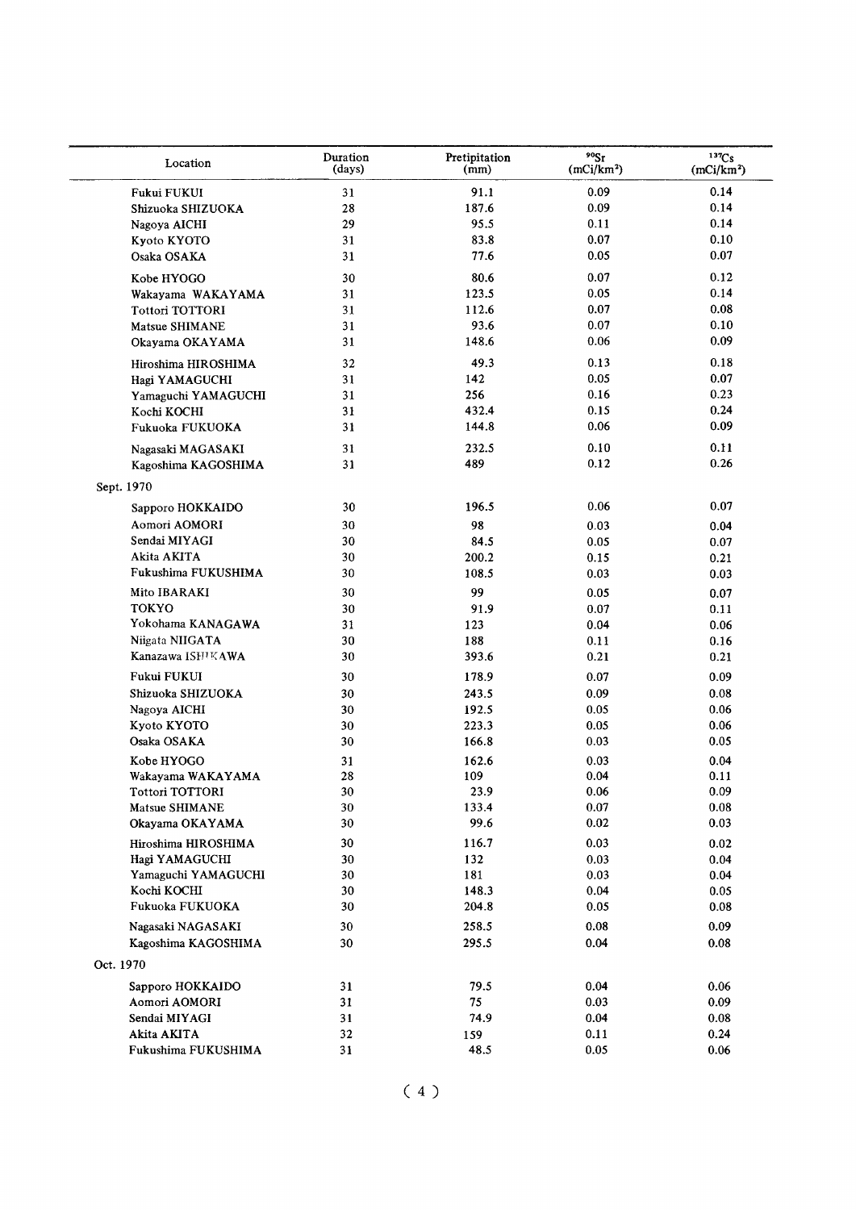| Location | Duration (days) | Pretipitation (mm) | $^{90}Sr$ (mCi/km$^2$) | $^{137}Cs$ (mCi/km$^2$) |
|---|---|---|---|---|
| Fukui FUKUI | 31 | 91.1 | 0.09 | 0.14 |
| Shizuoka SHIZUOKA | 28 | 187.6 | 0.09 | 0.14 |
| Nagoya AICHI | 29 | 95.5 | 0.11 | 0.14 |
| Kyoto KYOTO | 31 | 83.8 | 0.07 | 0.10 |
| Osaka OSAKA | 31 | 77.6 | 0.05 | 0.07 |
| Kobe HYOGO | 30 | 80.6 | 0.07 | 0.12 |
| Wakayama WAKAYAMA | 31 | 123.5 | 0.05 | 0.14 |
| Tottori TOTTORI | 31 | 112.6 | 0.07 | 0.08 |
| Matsue SHIMANE | 31 | 93.6 | 0.07 | 0.10 |
| Okayama OKAYAMA | 31 | 148.6 | 0.06 | 0.09 |
| Hiroshima HIROSHIMA | 32 | 49.3 | 0.13 | 0.18 |
| Hagi YAMAGUCHI | 31 | 142 | 0.05 | 0.07 |
| Yamaguchi YAMAGUCHI | 31 | 256 | 0.16 | 0.23 |
| Kochi KOCHI | 31 | 432.4 | 0.15 | 0.24 |
| Fukuoka FUKUOKA | 31 | 144.8 | 0.06 | 0.09 |
| Nagasaki MAGASAKI | 31 | 232.5 | 0.10 | 0.11 |
| Kagoshima KAGOSHIMA | 31 | 489 | 0.12 | 0.26 |
| Sept. 1970 | | | | |
| Sapporo HOKKAIDO | 30 | 196.5 | 0.06 | 0.07 |
| Aomori AOMORI | 30 | 98 | 0.03 | 0.04 |
| Sendai MIYAGI | 30 | 84.5 | 0.05 | 0.07 |
| Akita AKITA | 30 | 200.2 | 0.15 | 0.21 |
| Fukushima FUKUSHIMA | 30 | 108.5 | 0.03 | 0.03 |
| Mito IBARAKI | 30 | 99 | 0.05 | 0.07 |
| TOKYO | 30 | 91.9 | 0.07 | 0.11 |
| Yokohama KANAGAWA | 31 | 123 | 0.04 | 0.06 |
| Niigata NIIGATA | 30 | 188 | 0.11 | 0.16 |
| Kanazawa ISHIKAWA | 30 | 393.6 | 0.21 | 0.21 |
| Fukui FUKUI | 30 | 178.9 | 0.07 | 0.09 |
| Shizuoka SHIZUOKA | 30 | 243.5 | 0.09 | 0.08 |
| Nagoya AICHI | 30 | 192.5 | 0.05 | 0.06 |
| Kyoto KYOTO | 30 | 223.3 | 0.05 | 0.06 |
| Osaka OSAKA | 30 | 166.8 | 0.03 | 0.05 |
| Kobe HYOGO | 31 | 162.6 | 0.03 | 0.04 |
| Wakayama WAKAYAMA | 28 | 109 | 0.04 | 0.11 |
| Tottori TOTTORI | 30 | 23.9 | 0.06 | 0.09 |
| Matsue SHIMANE | 30 | 133.4 | 0.07 | 0.08 |
| Okayama OKAYAMA | 30 | 99.6 | 0.02 | 0.03 |
| Hiroshima HIROSHIMA | 30 | 116.7 | 0.03 | 0.02 |
| Hagi YAMAGUCHI | 30 | 132 | 0.03 | 0.04 |
| Yamaguchi YAMAGUCHI | 30 | 181 | 0.03 | 0.04 |
| Kochi KOCHI | 30 | 148.3 | 0.04 | 0.05 |
| Fukuoka FUKUOKA | 30 | 204.8 | 0.05 | 0.08 |
| Nagasaki NAGASAKI | 30 | 258.5 | 0.08 | 0.09 |
| Kagoshima KAGOSHIMA | 30 | 295.5 | 0.04 | 0.08 |
| Oct. 1970 | | | | |
| Sapporo HOKKAIDO | 31 | 79.5 | 0.04 | 0.06 |
| Aomori AOMORI | 31 | 75 | 0.03 | 0.09 |
| Sendai MIYAGI | 31 | 74.9 | 0.04 | 0.08 |
| Akita AKITA | 32 | 159 | 0.11 | 0.24 |
| Fukushima FUKUSHIMA | 31 | 48.5 | 0.05 | 0.06 |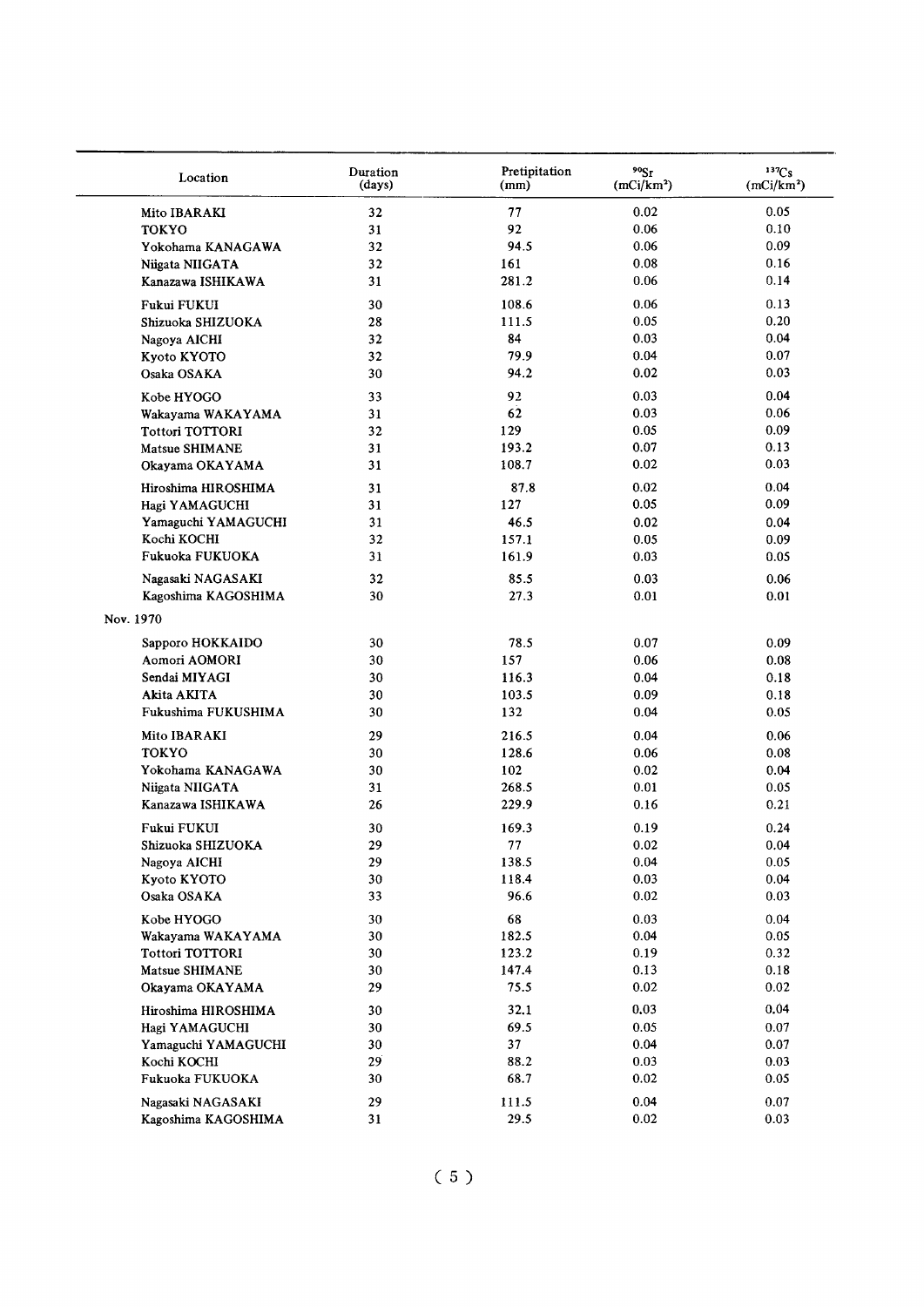| Location | Duration (days) | Pretipitation (mm) | $^{90}Sr$ (mCi/km²) | $^{137}Cs$ (mCi/km²) |
|---|---|---|---|---|
| Mito IBARAKI | 32 | 77 | 0.02 | 0.05 |
| TOKYO | 31 | 92 | 0.06 | 0.10 |
| Yokohama KANAGAWA | 32 | 94.5 | 0.06 | 0.09 |
| Niigata NIIGATA | 32 | 161 | 0.08 | 0.16 |
| Kanazawa ISHIKAWA | 31 | 281.2 | 0.06 | 0.14 |
| Fukui FUKUI | 30 | 108.6 | 0.06 | 0.13 |
| Shizuoka SHIZUOKA | 28 | 111.5 | 0.05 | 0.20 |
| Nagoya AICHI | 32 | 84 | 0.03 | 0.04 |
| Kyoto KYOTO | 32 | 79.9 | 0.04 | 0.07 |
| Osaka OSAKA | 30 | 94.2 | 0.02 | 0.03 |
| Kobe HYOGO | 33 | 92 | 0.03 | 0.04 |
| Wakayama WAKAYAMA | 31 | 62 | 0.03 | 0.06 |
| Tottori TOTTORI | 32 | 129 | 0.05 | 0.09 |
| Matsue SHIMANE | 31 | 193.2 | 0.07 | 0.13 |
| Okayama OKAYAMA | 31 | 108.7 | 0.02 | 0.03 |
| Hiroshima HIROSHIMA | 31 | 87.8 | 0.02 | 0.04 |
| Hagi YAMAGUCHI | 31 | 127 | 0.05 | 0.09 |
| Yamaguchi YAMAGUCHI | 31 | 46.5 | 0.02 | 0.04 |
| Kochi KOCHI | 32 | 157.1 | 0.05 | 0.09 |
| Fukuoka FUKUOKA | 31 | 161.9 | 0.03 | 0.05 |
| Nagasaki NAGASAKI | 32 | 85.5 | 0.03 | 0.06 |
| Kagoshima KAGOSHIMA | 30 | 27.3 | 0.01 | 0.01 |
| Nov. 1970 | | | | |
| Sapporo HOKKAIDO | 30 | 78.5 | 0.07 | 0.09 |
| Aomori AOMORI | 30 | 157 | 0.06 | 0.08 |
| Sendai MIYAGI | 30 | 116.3 | 0.04 | 0.18 |
| Akita AKITA | 30 | 103.5 | 0.09 | 0.18 |
| Fukushima FUKUSHIMA | 30 | 132 | 0.04 | 0.05 |
| Mito IBARAKI | 29 | 216.5 | 0.04 | 0.06 |
| TOKYO | 30 | 128.6 | 0.06 | 0.08 |
| Yokohama KANAGAWA | 30 | 102 | 0.02 | 0.04 |
| Niigata NIIGATA | 31 | 268.5 | 0.01 | 0.05 |
| Kanazawa ISHIKAWA | 26 | 229.9 | 0.16 | 0.21 |
| Fukui FUKUI | 30 | 169.3 | 0.19 | 0.24 |
| Shizuoka SHIZUOKA | 29 | 77 | 0.02 | 0.04 |
| Nagoya AICHI | 29 | 138.5 | 0.04 | 0.05 |
| Kyoto KYOTO | 30 | 118.4 | 0.03 | 0.04 |
| Osaka OSAKA | 33 | 96.6 | 0.02 | 0.03 |
| Kobe HYOGO | 30 | 68 | 0.03 | 0.04 |
| Wakayama WAKAYAMA | 30 | 182.5 | 0.04 | 0.05 |
| Tottori TOTTORI | 30 | 123.2 | 0.19 | 0.32 |
| Matsue SHIMANE | 30 | 147.4 | 0.13 | 0.18 |
| Okayama OKAYAMA | 29 | 75.5 | 0.02 | 0.02 |
| Hiroshima HIROSHIMA | 30 | 32.1 | 0.03 | 0.04 |
| Hagi YAMAGUCHI | 30 | 69.5 | 0.05 | 0.07 |
| Yamaguchi YAMAGUCHI | 30 | 37 | 0.04 | 0.07 |
| Kochi KOCHI | 29 | 88.2 | 0.03 | 0.03 |
| Fukuoka FUKUOKA | 30 | 68.7 | 0.02 | 0.05 |
| Nagasaki NAGASAKI | 29 | 111.5 | 0.04 | 0.07 |
| Kagoshima KAGOSHIMA | 31 | 29.5 | 0.02 | 0.03 |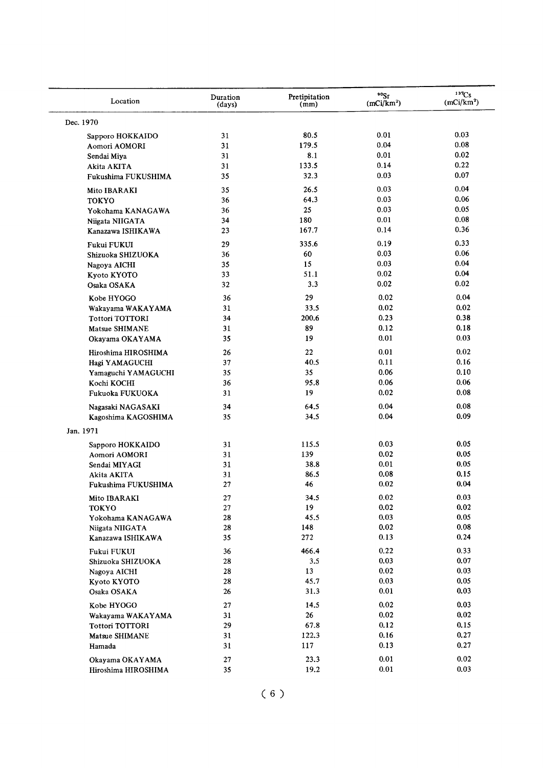| Location | Duration (days) | Pretipitation (mm) | $^{90}Sr$ (mCi/km$^2$) | $^{137}Cs$ (mCi/km$^2$) |
|---|---|---|---|---|
| Dec. 1970 | | | | |
| Sapporo HOKKAIDO | 31 | 80.5 | 0.01 | 0.03 |
| Aomori AOMORI | 31 | 179.5 | 0.04 | 0.08 |
| Sendai Miya | 31 | 8.1 | 0.01 | 0.02 |
| Akita AKITA | 31 | 133.5 | 0.14 | 0.22 |
| Fukushima FUKUSHIMA | 35 | 32.3 | 0.03 | 0.07 |
| Mito IBARAKI | 35 | 26.5 | 0.03 | 0.04 |
| TOKYO | 36 | 64.3 | 0.03 | 0.06 |
| Yokohama KANAGAWA | 36 | 25 | 0.03 | 0.05 |
| Niigata NIIGATA | 34 | 180 | 0.01 | 0.08 |
| Kanazawa ISHIKAWA | 23 | 167.7 | 0.14 | 0.36 |
| Fukui FUKUI | 29 | 335.6 | 0.19 | 0.33 |
| Shizuoka SHIZUOKA | 36 | 60 | 0.03 | 0.06 |
| Nagoya AICHI | 35 | 15 | 0.03 | 0.04 |
| Kyoto KYOTO | 33 | 51.1 | 0.02 | 0.04 |
| Osaka OSAKA | 32 | 3.3 | 0.02 | 0.02 |
| Kobe HYOGO | 36 | 29 | 0.02 | 0.04 |
| Wakayama WAKAYAMA | 31 | 33.5 | 0.02 | 0.02 |
| Tottori TOTTORI | 34 | 200.6 | 0.23 | 0.38 |
| Matsue SHIMANE | 31 | 89 | 0.12 | 0.18 |
| Okayama OKAYAMA | 35 | 19 | 0.01 | 0.03 |
| Hiroshima HIROSHIMA | 26 | 22 | 0.01 | 0.02 |
| Hagi YAMAGUCHI | 37 | 40.5 | 0.11 | 0.16 |
| Yamaguchi YAMAGUCHI | 35 | 35 | 0.06 | 0.10 |
| Kochi KOCHI | 36 | 95.8 | 0.06 | 0.06 |
| Fukuoka FUKUOKA | 31 | 19 | 0.02 | 0.08 |
| Nagasaki NAGASAKI | 34 | 64.5 | 0.04 | 0.08 |
| Kagoshima KAGOSHIMA | 35 | 34.5 | 0.04 | 0.09 |
| Jan. 1971 | | | | |
| Sapporo HOKKAIDO | 31 | 115.5 | 0.03 | 0.05 |
| Aomori AOMORI | 31 | 139 | 0.02 | 0.05 |
| Sendai MIYAGI | 31 | 38.8 | 0.01 | 0.05 |
| Akita AKITA | 31 | 86.5 | 0.08 | 0.15 |
| Fukushima FUKUSHIMA | 27 | 46 | 0.02 | 0.04 |
| Mito IBARAKI | 27 | 34.5 | 0.02 | 0.03 |
| TOKYO | 27 | 19 | 0.02 | 0.02 |
| Yokohama KANAGAWA | 28 | 45.5 | 0.03 | 0.05 |
| Niigata NIIGATA | 28 | 148 | 0.02 | 0.08 |
| Kanazawa ISHIKAWA | 35 | 272 | 0.13 | 0.24 |
| Fukui FUKUI | 36 | 466.4 | 0.22 | 0.33 |
| Shizuoka SHIZUOKA | 28 | 3.5 | 0.03 | 0.07 |
| Nagoya AICHI | 28 | 13 | 0.02 | 0.03 |
| Kyoto KYOTO | 28 | 45.7 | 0.03 | 0.05 |
| Osaka OSAKA | 26 | 31.3 | 0.01 | 0.03 |
| Kobe HYOGO | 27 | 14.5 | 0.02 | 0.03 |
| Wakayama WAKAYAMA | 31 | 26 | 0.02 | 0.02 |
| Tottori TOTTORI | 29 | 67.8 | 0.12 | 0.15 |
| Matsue SHIMANE | 31 | 122.3 | 0.16 | 0.27 |
| Hamada | 31 | 117 | 0.13 | 0.27 |
| Okayama OKAYAMA | 27 | 23.3 | 0.01 | 0.02 |
| Hiroshima HIROSHIMA | 35 | 19.2 | 0.01 | 0.03 |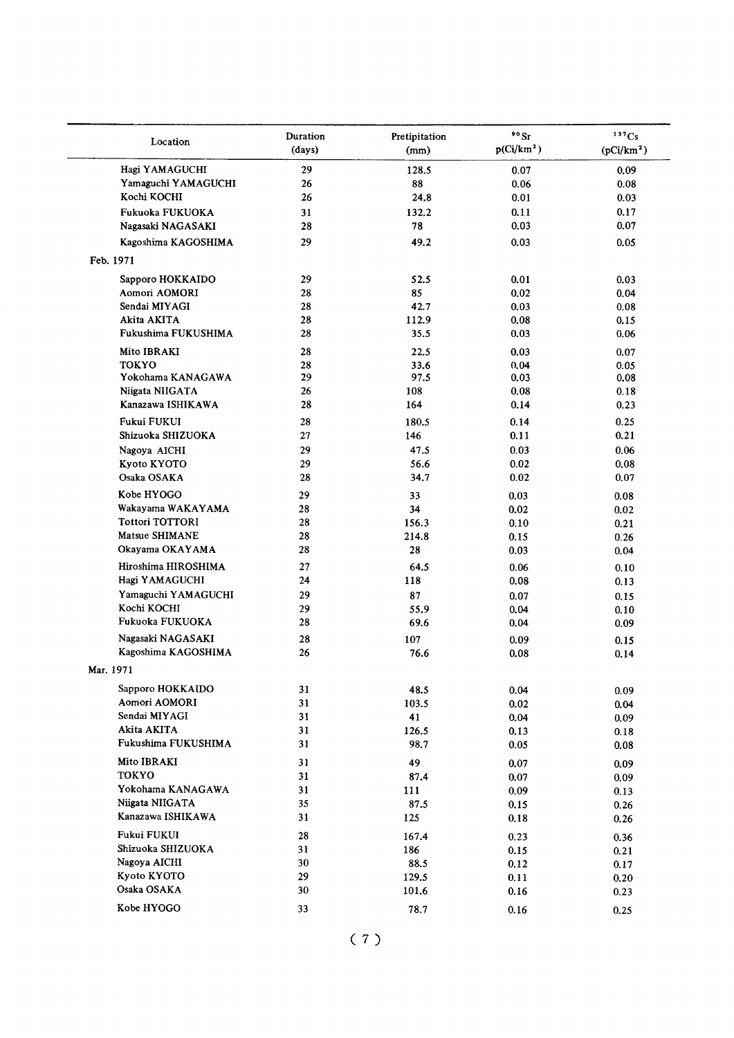| Location | Duration (days) | Pretipitation (mm) | $^{90}Sr$ p(Ci/km$^2$) | $^{137}Cs$ (pCi/km$^2$) |
|---|---|---|---|---|
| Hagi YAMAGUCHI | 29 | 128.5 | 0.07 | 0.09 |
| Yamaguchi YAMAGUCHI | 26 | 88 | 0.06 | 0.08 |
| Kochi KOCHI | 26 | 24.8 | 0.01 | 0.03 |
| Fukuoka FUKUOKA | 31 | 132.2 | 0.11 | 0.17 |
| Nagasaki NAGASAKI | 28 | 78 | 0.03 | 0.07 |
| Kagoshima KAGOSHIMA | 29 | 49.2 | 0.03 | 0.05 |
| Feb. 1971 | | | | |
| Sapporo HOKKAIDO | 29 | 52.5 | 0.01 | 0.03 |
| Aomori AOMORI | 28 | 85 | 0.02 | 0.04 |
| Sendai MIYAGI | 28 | 42.7 | 0.03 | 0.08 |
| Akita AKITA | 28 | 112.9 | 0.08 | 0.15 |
| Fukushima FUKUSHIMA | 28 | 35.5 | 0.03 | 0.06 |
| Mito IBRAKI | 28 | 22.5 | 0.03 | 0.07 |
| TOKYO | 28 | 33.6 | 0.04 | 0.05 |
| Yokohama KANAGAWA | 29 | 97.5 | 0.03 | 0.08 |
| Niigata NIIGATA | 26 | 108 | 0.08 | 0.18 |
| Kanazawa ISHIKAWA | 28 | 164 | 0.14 | 0.23 |
| Fukui FUKUI | 28 | 180.5 | 0.14 | 0.25 |
| Shizuoka SHIZUOKA | 27 | 146 | 0.11 | 0.21 |
| Nagoya AICHI | 29 | 47.5 | 0.03 | 0.06 |
| Kyoto KYOTO | 29 | 56.6 | 0.02 | 0.08 |
| Osaka OSAKA | 28 | 34.7 | 0.02 | 0.07 |
| Kobe HYOGO | 29 | 33 | 0.03 | 0.08 |
| Wakayama WAKAYAMA | 28 | 34 | 0.02 | 0.02 |
| Tottori TOTTORI | 28 | 156.3 | 0.10 | 0.21 |
| Matsue SHIMANE | 28 | 214.8 | 0.15 | 0.26 |
| Okayama OKAYAMA | 28 | 28 | 0.03 | 0.04 |
| Hiroshima HIROSHIMA | 27 | 64.5 | 0.06 | 0.10 |
| Hagi YAMAGUCHI | 24 | 118 | 0.08 | 0.13 |
| Yamaguchi YAMAGUCHI | 29 | 87 | 0.07 | 0.15 |
| Kochi KOCHI | 29 | 55.9 | 0.04 | 0.10 |
| Fukuoka FUKUOKA | 28 | 69.6 | 0.04 | 0.09 |
| Nagasaki NAGASAKI | 28 | 107 | 0.09 | 0.15 |
| Kagoshima KAGOSHIMA | 26 | 76.6 | 0.08 | 0.14 |
| Mar. 1971 | | | | |
| Sapporo HOKKAIDO | 31 | 48.5 | 0.04 | 0.09 |
| Aomori AOMORI | 31 | 103.5 | 0.02 | 0.04 |
| Sendai MIYAGI | 31 | 41 | 0.04 | 0.09 |
| Akita AKITA | 31 | 126.5 | 0.13 | 0.18 |
| Fukushima FUKUSHIMA | 31 | 98.7 | 0.05 | 0.08 |
| Mito IBRAKI | 31 | 49 | 0.07 | 0.09 |
| TOKYO | 31 | 87.4 | 0.07 | 0.09 |
| Yokohama KANAGAWA | 31 | 111 | 0.09 | 0.13 |
| Niigata NIIGATA | 35 | 87.5 | 0.15 | 0.26 |
| Kanazawa ISHIKAWA | 31 | 125 | 0.18 | 0.26 |
| Fukui FUKUI | 28 | 167.4 | 0.23 | 0.36 |
| Shizuoka SHIZUOKA | 31 | 186 | 0.15 | 0.21 |
| Nagoya AICHI | 30 | 88.5 | 0.12 | 0.17 |
| Kyoto KYOTO | 29 | 129.5 | 0.11 | 0.20 |
| Osaka OSAKA | 30 | 101.6 | 0.16 | 0.23 |
| Kobe HYOGO | 33 | 78.7 | 0.16 | 0.25 |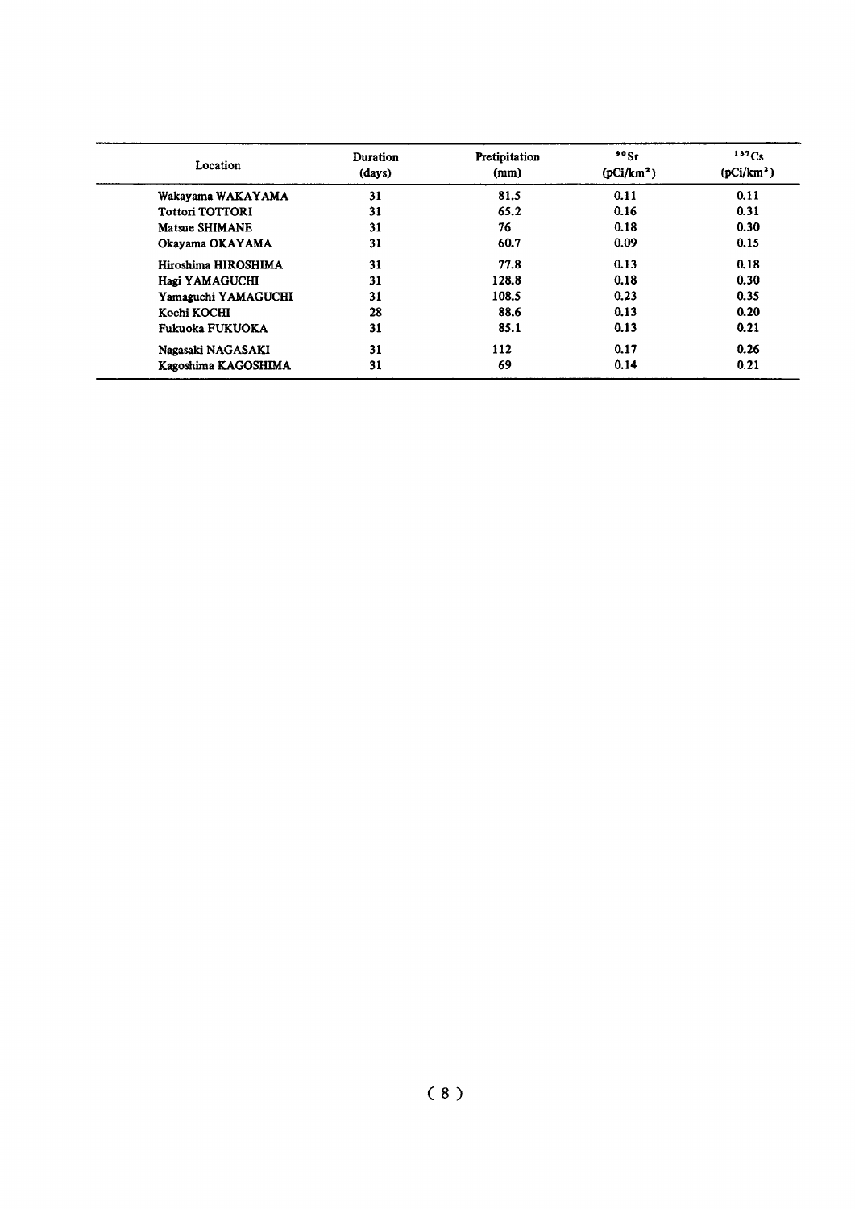| Location | Duration (days) | Pretipitation (mm) | $^{90}Sr$ (pCi/km$^2$) | $^{137}Cs$ (pCi/km$^2$) |
|---|---|---|---|---|
| Wakayama WAKAYAMA | 31 | 81.5 | 0.11 | 0.11 |
| Tottori TOTTORI | 31 | 65.2 | 0.16 | 0.31 |
| Matsue SHIMANE | 31 | 76 | 0.18 | 0.30 |
| Okayama OKAYAMA | 31 | 60.7 | 0.09 | 0.15 |
| Hiroshima HIROSHIMA | 31 | 77.8 | 0.13 | 0.18 |
| Hagi YAMAGUCHI | 31 | 128.8 | 0.18 | 0.30 |
| Yamaguchi YAMAGUCHI | 31 | 108.5 | 0.23 | 0.35 |
| Kochi KOCHI | 28 | 88.6 | 0.13 | 0.20 |
| Fukuoka FUKUOKA | 31 | 85.1 | 0.13 | 0.21 |
| Nagasaki NAGASAKI | 31 | 112 | 0.17 | 0.26 |
| Kagoshima KAGOSHIMA | 31 | 69 | 0.14 | 0.21 |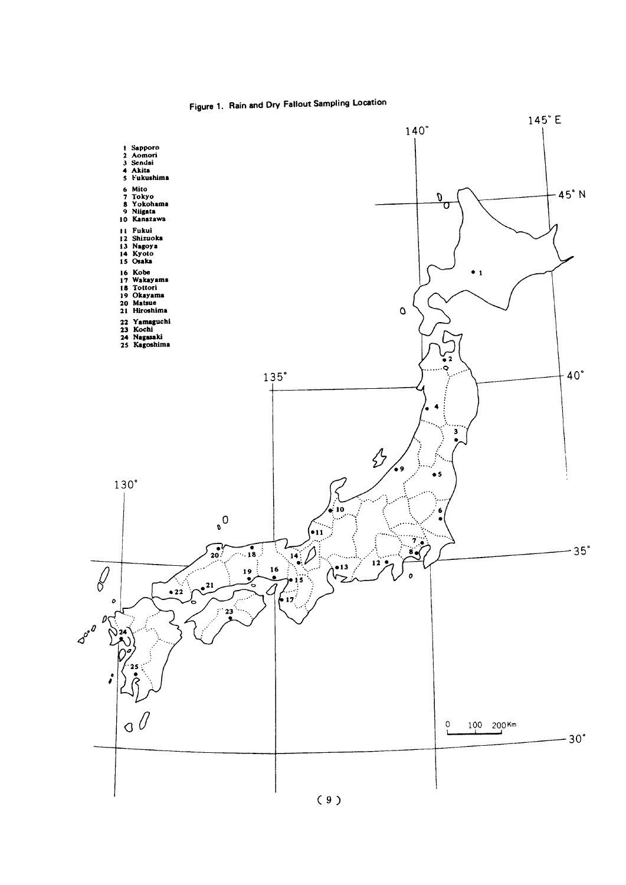Figure 1. Rain and Dry Fallout Sampling Location

1 Sapporo
2 Aomori
3 Sendai
4 Akita
5 Fukushima
6 Mito
7 Tokyo
8 Yokohama
9 Niigata
10 Kanazawa
11 Fukui
12 Shizuoka
13 Nagoya
14 Kyoto
15 Osaka
16 Kobe
17 Wakayama
18 Tottori
19 Okayama
20 Matsue
21 Hiroshima
22 Yamaguchi
23 Kochi
24 Nagasaki
25 Kagoshima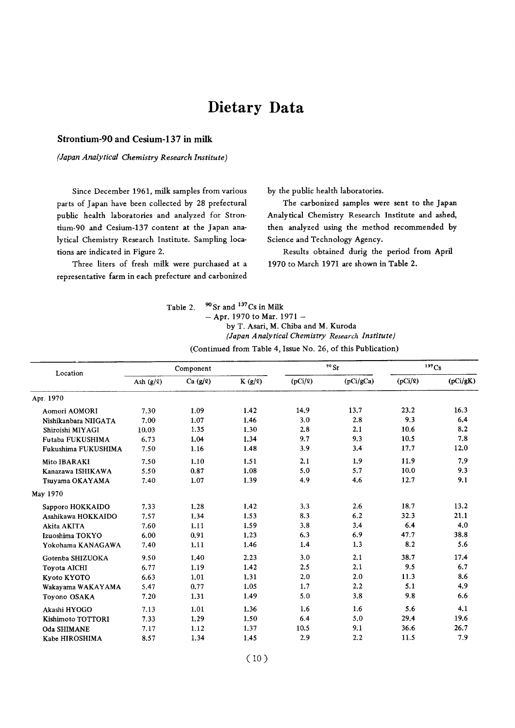# Dietary Data

## Strontium-90 and Cesium-137 in milk

*(Japan Analytical Chemistry Research Institute)*

Since December 1961, milk samples from various parts of Japan have been collected by 28 prefectural public health laboratories and analyzed for Strontium-90 and Cesium-137 content at the Japan analytical Chemistry Research Institute. Sampling locations are indicated in Figure 2.

Three liters of fresh milk were purchased at a representative farm in each prefecture and carbonized by the public health laboratories.

The carbonized samples were sent to the Japan Analytical Chemistry Research Institute and ashed, then analyzed using the method recommended by Science and Technology Agency.

Results obtained durig the period from April 1970 to March 1971 are shown in Table 2.

Table 2. $^{90}Sr$ and $^{137}Cs$ in Milk
– Apr. 1970 to Mar. 1971 –
by T. Asari, M. Chiba and M. Kuroda
*(Japan Analytical Chemistry Research Institute)*

(Continued from Table 4, Issue No. 26, of this Publication)

| Location | Component | | | $^{90}Sr$ | | $^{137}Cs$ | |
|---|---|---|---|---|---|---|---|
| | Ash (g/ℓ) | Ca (g/ℓ) | K (g/ℓ) | (pCi/ℓ) | (pCi/gCa) | (pCi/ℓ) | (pCi/gK) |
| Apr. 1970 | | | | | | | |
| Aomori AOMORI | 7.30 | 1.09 | 1.42 | 14.9 | 13.7 | 23.2 | 16.3 |
| Nishikanbara NIIGATA | 7.00 | 1.07 | 1.46 | 3.0 | 2.8 | 9.3 | 6.4 |
| Shiroishi MIYAGI | 10.03 | 1.35 | 1.30 | 2.8 | 2.1 | 10.6 | 8.2 |
| Futaba FUKUSHIMA | 6.73 | 1.04 | 1.34 | 9.7 | 9.3 | 10.5 | 7.8 |
| Fukushima FUKUSHIMA | 7.50 | 1.16 | 1.48 | 3.9 | 3.4 | 17.7 | 12.0 |
| Mito IBARAKI | 7.50 | 1.10 | 1.51 | 2.1 | 1.9 | 11.9 | 7.9 |
| Kanazawa ISHIKAWA | 5.50 | 0.87 | 1.08 | 5.0 | 5.7 | 10.0 | 9.3 |
| Tsuyama OKAYAMA | 7.40 | 1.07 | 1.39 | 4.9 | 4.6 | 12.7 | 9.1 |
| May 1970 | | | | | | | |
| Sapporo HOKKAIDO | 7.33 | 1.28 | 1.42 | 3.3 | 2.6 | 18.7 | 13.2 |
| Asahikawa HOKKAIDO | 7.57 | 1.34 | 1.53 | 8.3 | 6.2 | 32.3 | 21.1 |
| Akita AKITA | 7.60 | 1.11 | 1.59 | 3.8 | 3.4 | 6.4 | 4.0 |
| Izuoshima TOKYO | 6.00 | 0.91 | 1.23 | 6.3 | 6.9 | 47.7 | 38.8 |
| Yokohama KANAGAWA | 7.40 | 1.11 | 1.46 | 1.4 | 1.3 | 8.2 | 5.6 |
| Gotenba SHIZUOKA | 9.50 | 1.40 | 2.23 | 3.0 | 2.1 | 38.7 | 17.4 |
| Toyota AICHI | 6.77 | 1.19 | 1.42 | 2.5 | 2.1 | 9.5 | 6.7 |
| Kyoto KYOTO | 6.63 | 1.01 | 1.31 | 2.0 | 2.0 | 11.3 | 8.6 |
| Wakayama WAKAYAMA | 5.47 | 0.77 | 1.05 | 1.7 | 2.2 | 5.1 | 4.9 |
| Toyono OSAKA | 7.20 | 1.31 | 1.49 | 5.0 | 3.8 | 9.8 | 6.6 |
| Akashi HYOGO | 7.13 | 1.01 | 1.36 | 1.6 | 1.6 | 5.6 | 4.1 |
| Kishimoto TOTTORI | 7.33 | 1.29 | 1.50 | 6.4 | 5.0 | 29.4 | 19.6 |
| Oda SHIMANE | 7.17 | 1.12 | 1.37 | 10.5 | 9.1 | 36.6 | 26.7 |
| Kabe HIROSHIMA | 8.57 | 1.34 | 1.45 | 2.9 | 2.2 | 11.5 | 7.9 |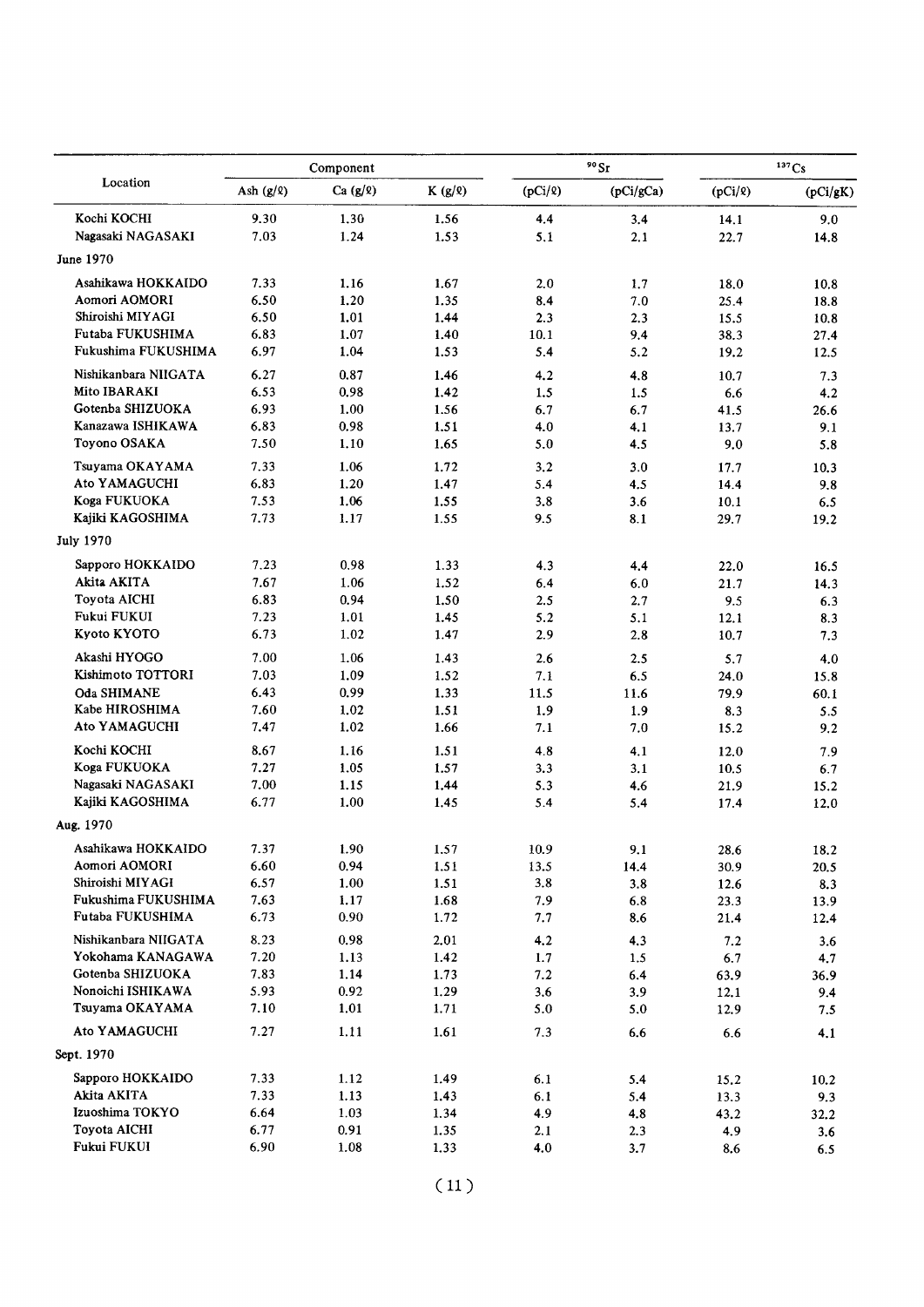| Location | Component | | | $^{90}Sr$ | | $^{137}Cs$ | |
|---|---|---|---|---|---|---|---|
| | Ash (g/ℓ) | Ca (g/ℓ) | K (g/ℓ) | (pCi/ℓ) | (pCi/gCa) | (pCi/ℓ) | (pCi/gK) |
| Kochi KOCHI | 9.30 | 1.30 | 1.56 | 4.4 | 3.4 | 14.1 | 9.0 |
| Nagasaki NAGASAKI | 7.03 | 1.24 | 1.53 | 5.1 | 2.1 | 22.7 | 14.8 |
| June 1970 | | | | | | | |
| Asahikawa HOKKAIDO | 7.33 | 1.16 | 1.67 | 2.0 | 1.7 | 18.0 | 10.8 |
| Aomori AOMORI | 6.50 | 1.20 | 1.35 | 8.4 | 7.0 | 25.4 | 18.8 |
| Shiroishi MIYAGI | 6.50 | 1.01 | 1.44 | 2.3 | 2.3 | 15.5 | 10.8 |
| Futaba FUKUSHIMA | 6.83 | 1.07 | 1.40 | 10.1 | 9.4 | 38.3 | 27.4 |
| Fukushima FUKUSHIMA | 6.97 | 1.04 | 1.53 | 5.4 | 5.2 | 19.2 | 12.5 |
| Nishikanbara NIIGATA | 6.27 | 0.87 | 1.46 | 4.2 | 4.8 | 10.7 | 7.3 |
| Mito IBARAKI | 6.53 | 0.98 | 1.42 | 1.5 | 1.5 | 6.6 | 4.2 |
| Gotenba SHIZUOKA | 6.93 | 1.00 | 1.56 | 6.7 | 6.7 | 41.5 | 26.6 |
| Kanazawa ISHIKAWA | 6.83 | 0.98 | 1.51 | 4.0 | 4.1 | 13.7 | 9.1 |
| Toyono OSAKA | 7.50 | 1.10 | 1.65 | 5.0 | 4.5 | 9.0 | 5.8 |
| Tsuyama OKAYAMA | 7.33 | 1.06 | 1.72 | 3.2 | 3.0 | 17.7 | 10.3 |
| Ato YAMAGUCHI | 6.83 | 1.20 | 1.47 | 5.4 | 4.5 | 14.4 | 9.8 |
| Koga FUKUOKA | 7.53 | 1.06 | 1.55 | 3.8 | 3.6 | 10.1 | 6.5 |
| Kajiki KAGOSHIMA | 7.73 | 1.17 | 1.55 | 9.5 | 8.1 | 29.7 | 19.2 |
| July 1970 | | | | | | | |
| Sapporo HOKKAIDO | 7.23 | 0.98 | 1.33 | 4.3 | 4.4 | 22.0 | 16.5 |
| Akita AKITA | 7.67 | 1.06 | 1.52 | 6.4 | 6.0 | 21.7 | 14.3 |
| Toyota AICHI | 6.83 | 0.94 | 1.50 | 2.5 | 2.7 | 9.5 | 6.3 |
| Fukui FUKUI | 7.23 | 1.01 | 1.45 | 5.2 | 5.1 | 12.1 | 8.3 |
| Kyoto KYOTO | 6.73 | 1.02 | 1.47 | 2.9 | 2.8 | 10.7 | 7.3 |
| Akashi HYOGO | 7.00 | 1.06 | 1.43 | 2.6 | 2.5 | 5.7 | 4.0 |
| Kishimoto TOTTORI | 7.03 | 1.09 | 1.52 | 7.1 | 6.5 | 24.0 | 15.8 |
| Oda SHIMANE | 6.43 | 0.99 | 1.33 | 11.5 | 11.6 | 79.9 | 60.1 |
| Kabe HIROSHIMA | 7.60 | 1.02 | 1.51 | 1.9 | 1.9 | 8.3 | 5.5 |
| Ato YAMAGUCHI | 7.47 | 1.02 | 1.66 | 7.1 | 7.0 | 15.2 | 9.2 |
| Kochi KOCHI | 8.67 | 1.16 | 1.51 | 4.8 | 4.1 | 12.0 | 7.9 |
| Koga FUKUOKA | 7.27 | 1.05 | 1.57 | 3.3 | 3.1 | 10.5 | 6.7 |
| Nagasaki NAGASAKI | 7.00 | 1.15 | 1.44 | 5.3 | 4.6 | 21.9 | 15.2 |
| Kajiki KAGOSHIMA | 6.77 | 1.00 | 1.45 | 5.4 | 5.4 | 17.4 | 12.0 |
| Aug. 1970 | | | | | | | |
| Asahikawa HOKKAIDO | 7.37 | 1.90 | 1.57 | 10.9 | 9.1 | 28.6 | 18.2 |
| Aomori AOMORI | 6.60 | 0.94 | 1.51 | 13.5 | 14.4 | 30.9 | 20.5 |
| Shiroishi MIYAGI | 6.57 | 1.00 | 1.51 | 3.8 | 3.8 | 12.6 | 8.3 |
| Fukushima FUKUSHIMA | 7.63 | 1.17 | 1.68 | 7.9 | 6.8 | 23.3 | 13.9 |
| Futaba FUKUSHIMA | 6.73 | 0.90 | 1.72 | 7.7 | 8.6 | 21.4 | 12.4 |
| Nishikanbara NIIGATA | 8.23 | 0.98 | 2.01 | 4.2 | 4.3 | 7.2 | 3.6 |
| Yokohama KANAGAWA | 7.20 | 1.13 | 1.42 | 1.7 | 1.5 | 6.7 | 4.7 |
| Gotenba SHIZUOKA | 7.83 | 1.14 | 1.73 | 7.2 | 6.4 | 63.9 | 36.9 |
| Nonoichi ISHIKAWA | 5.93 | 0.92 | 1.29 | 3.6 | 3.9 | 12.1 | 9.4 |
| Tsuyama OKAYAMA | 7.10 | 1.01 | 1.71 | 5.0 | 5.0 | 12.9 | 7.5 |
| Ato YAMAGUCHI | 7.27 | 1.11 | 1.61 | 7.3 | 6.6 | 6.6 | 4.1 |
| Sept. 1970 | | | | | | | |
| Sapporo HOKKAIDO | 7.33 | 1.12 | 1.49 | 6.1 | 5.4 | 15.2 | 10.2 |
| Akita AKITA | 7.33 | 1.13 | 1.43 | 6.1 | 5.4 | 13.3 | 9.3 |
| Izuoshima TOKYO | 6.64 | 1.03 | 1.34 | 4.9 | 4.8 | 43.2 | 32.2 |
| Toyota AICHI | 6.77 | 0.91 | 1.35 | 2.1 | 2.3 | 4.9 | 3.6 |
| Fukui FUKUI | 6.90 | 1.08 | 1.33 | 4.0 | 3.7 | 8.6 | 6.5 |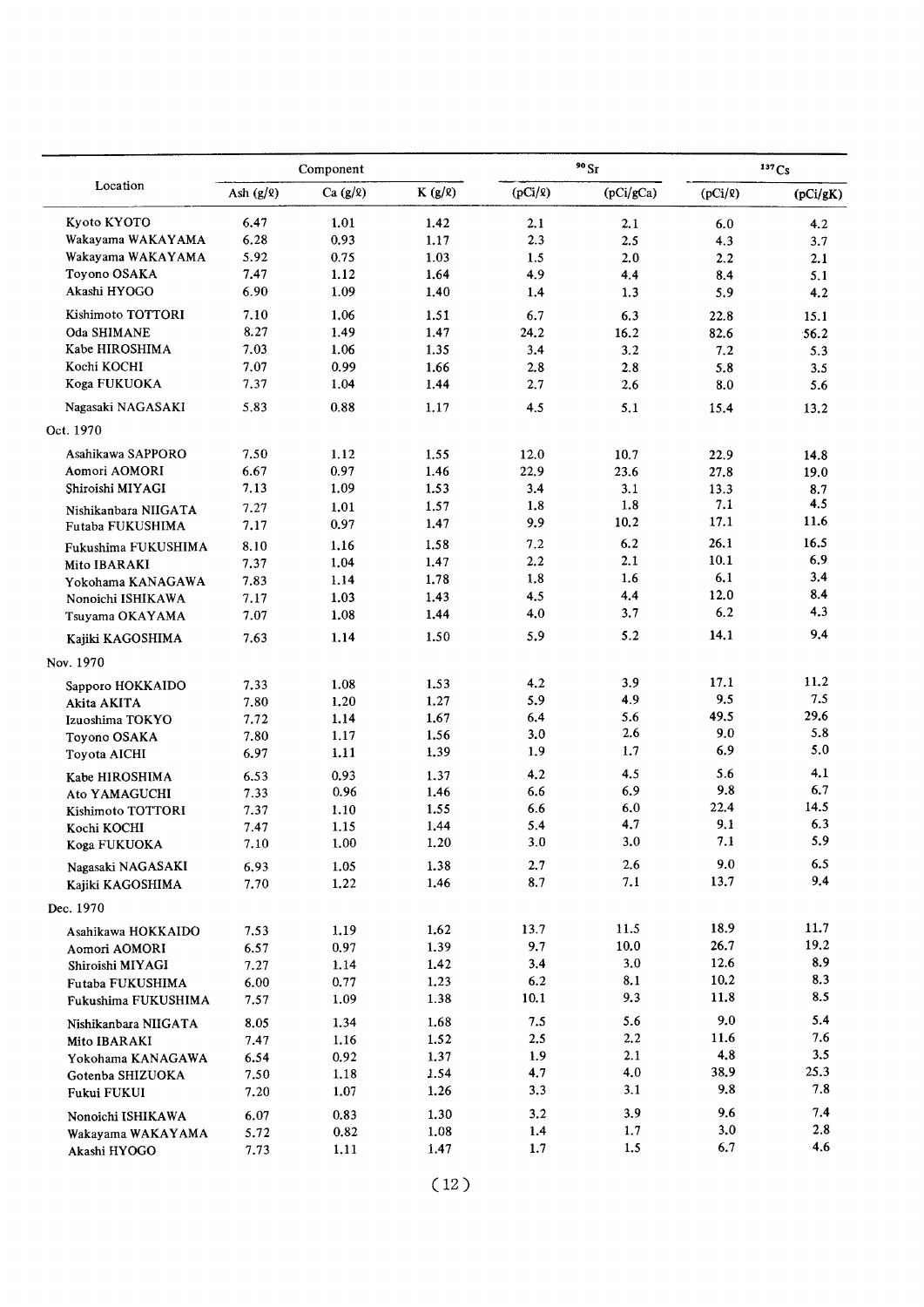| Location | Component | | | $^{90}Sr$ | | $^{137}Cs$ | |
|---|---|---|---|---|---|---|---|
| | Ash (g/ℓ) | Ca (g/ℓ) | K (g/ℓ) | (pCi/ℓ) | (pCi/gCa) | (pCi/ℓ) | (pCi/gK) |
| Kyoto KYOTO | 6.47 | 1.01 | 1.42 | 2.1 | 2.1 | 6.0 | 4.2 |
| Wakayama WAKAYAMA | 6.28 | 0.93 | 1.17 | 2.3 | 2.5 | 4.3 | 3.7 |
| Wakayama WAKAYAMA | 5.92 | 0.75 | 1.03 | 1.5 | 2.0 | 2.2 | 2.1 |
| Toyono OSAKA | 7.47 | 1.12 | 1.64 | 4.9 | 4.4 | 8.4 | 5.1 |
| Akashi HYOGO | 6.90 | 1.09 | 1.40 | 1.4 | 1.3 | 5.9 | 4.2 |
| Kishimoto TOTTORI | 7.10 | 1.06 | 1.51 | 6.7 | 6.3 | 22.8 | 15.1 |
| Oda SHIMANE | 8.27 | 1.49 | 1.47 | 24.2 | 16.2 | 82.6 | 56.2 |
| Kabe HIROSHIMA | 7.03 | 1.06 | 1.35 | 3.4 | 3.2 | 7.2 | 5.3 |
| Kochi KOCHI | 7.07 | 0.99 | 1.66 | 2.8 | 2.8 | 5.8 | 3.5 |
| Koga FUKUOKA | 7.37 | 1.04 | 1.44 | 2.7 | 2.6 | 8.0 | 5.6 |
| Nagasaki NAGASAKI | 5.83 | 0.88 | 1.17 | 4.5 | 5.1 | 15.4 | 13.2 |
| Oct. 1970 | | | | | | | |
| Asahikawa SAPPORO | 7.50 | 1.12 | 1.55 | 12.0 | 10.7 | 22.9 | 14.8 |
| Aomori AOMORI | 6.67 | 0.97 | 1.46 | 22.9 | 23.6 | 27.8 | 19.0 |
| Shiroishi MIYAGI | 7.13 | 1.09 | 1.53 | 3.4 | 3.1 | 13.3 | 8.7 |
| Nishikanbara NIIGATA | 7.27 | 1.01 | 1.57 | 1.8 | 1.8 | 7.1 | 4.5 |
| Futaba FUKUSHIMA | 7.17 | 0.97 | 1.47 | 9.9 | 10.2 | 17.1 | 11.6 |
| Fukushima FUKUSHIMA | 8.10 | 1.16 | 1.58 | 7.2 | 6.2 | 26.1 | 16.5 |
| Mito IBARAKI | 7.37 | 1.04 | 1.47 | 2.2 | 2.1 | 10.1 | 6.9 |
| Yokohama KANAGAWA | 7.83 | 1.14 | 1.78 | 1.8 | 1.6 | 6.1 | 3.4 |
| Nonoichi ISHIKAWA | 7.17 | 1.03 | 1.43 | 4.5 | 4.4 | 12.0 | 8.4 |
| Tsuyama OKAYAMA | 7.07 | 1.08 | 1.44 | 4.0 | 3.7 | 6.2 | 4.3 |
| Kajiki KAGOSHIMA | 7.63 | 1.14 | 1.50 | 5.9 | 5.2 | 14.1 | 9.4 |
| Nov. 1970 | | | | | | | |
| Sapporo HOKKAIDO | 7.33 | 1.08 | 1.53 | 4.2 | 3.9 | 17.1 | 11.2 |
| Akita AKITA | 7.80 | 1.20 | 1.27 | 5.9 | 4.9 | 9.5 | 7.5 |
| Izuoshima TOKYO | 7.72 | 1.14 | 1.67 | 6.4 | 5.6 | 49.5 | 29.6 |
| Toyono OSAKA | 7.80 | 1.17 | 1.56 | 3.0 | 2.6 | 9.0 | 5.8 |
| Toyota AICHI | 6.97 | 1.11 | 1.39 | 1.9 | 1.7 | 6.9 | 5.0 |
| Kabe HIROSHIMA | 6.53 | 0.93 | 1.37 | 4.2 | 4.5 | 5.6 | 4.1 |
| Ato YAMAGUCHI | 7.33 | 0.96 | 1.46 | 6.6 | 6.9 | 9.8 | 6.7 |
| Kishimoto TOTTORI | 7.37 | 1.10 | 1.55 | 6.6 | 6.0 | 22.4 | 14.5 |
| Kochi KOCHI | 7.47 | 1.15 | 1.44 | 5.4 | 4.7 | 9.1 | 6.3 |
| Koga FUKUOKA | 7.10 | 1.00 | 1.20 | 3.0 | 3.0 | 7.1 | 5.9 |
| Nagasaki NAGASAKI | 6.93 | 1.05 | 1.38 | 2.7 | 2.6 | 9.0 | 6.5 |
| Kajiki KAGOSHIMA | 7.70 | 1.22 | 1.46 | 8.7 | 7.1 | 13.7 | 9.4 |
| Dec. 1970 | | | | | | | |
| Asahikawa HOKKAIDO | 7.53 | 1.19 | 1.62 | 13.7 | 11.5 | 18.9 | 11.7 |
| Aomori AOMORI | 6.57 | 0.97 | 1.39 | 9.7 | 10.0 | 26.7 | 19.2 |
| Shiroishi MIYAGI | 7.27 | 1.14 | 1.42 | 3.4 | 3.0 | 12.6 | 8.9 |
| Futaba FUKUSHIMA | 6.00 | 0.77 | 1.23 | 6.2 | 8.1 | 10.2 | 8.3 |
| Fukushima FUKUSHIMA | 7.57 | 1.09 | 1.38 | 10.1 | 9.3 | 11.8 | 8.5 |
| Nishikanbara NIIGATA | 8.05 | 1.34 | 1.68 | 7.5 | 5.6 | 9.0 | 5.4 |
| Mito IBARAKI | 7.47 | 1.16 | 1.52 | 2.5 | 2.2 | 11.6 | 7.6 |
| Yokohama KANAGAWA | 6.54 | 0.92 | 1.37 | 1.9 | 2.1 | 4.8 | 3.5 |
| Gotenba SHIZUOKA | 7.50 | 1.18 | 1.54 | 4.7 | 4.0 | 38.9 | 25.3 |
| Fukui FUKUI | 7.20 | 1.07 | 1.26 | 3.3 | 3.1 | 9.8 | 7.8 |
| Nonoichi ISHIKAWA | 6.07 | 0.83 | 1.30 | 3.2 | 3.9 | 9.6 | 7.4 |
| Wakayama WAKAYAMA | 5.72 | 0.82 | 1.08 | 1.4 | 1.7 | 3.0 | 2.8 |
| Akashi HYOGO | 7.73 | 1.11 | 1.47 | 1.7 | 1.5 | 6.7 | 4.6 |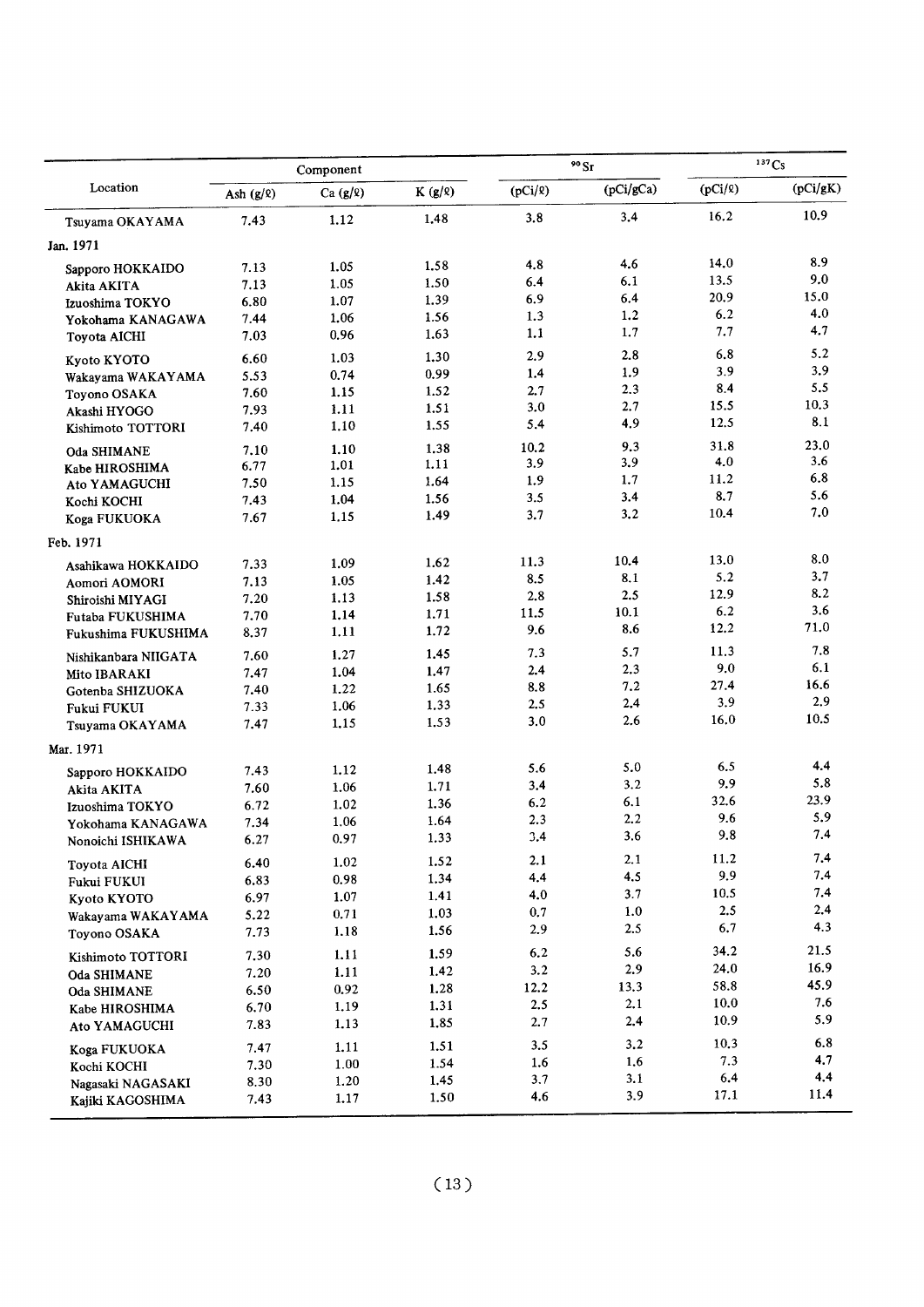| Location | Component | | | $^{90}Sr$ | | $^{137}Cs$ | |
|---|---|---|---|---|---|---|---|
| | Ash (g/ℓ) | Ca (g/ℓ) | K (g/ℓ) | (pCi/ℓ) | (pCi/gCa) | (pCi/ℓ) | (pCi/gK) |
| Tsuyama OKAYAMA | 7.43 | 1.12 | 1.48 | 3.8 | 3.4 | 16.2 | 10.9 |
| **Jan. 1971** | | | | | | | |
| Sapporo HOKKAIDO | 7.13 | 1.05 | 1.58 | 4.8 | 4.6 | 14.0 | 8.9 |
| Akita AKITA | 7.13 | 1.05 | 1.50 | 6.4 | 6.1 | 13.5 | 9.0 |
| Izuoshima TOKYO | 6.80 | 1.07 | 1.39 | 6.9 | 6.4 | 20.9 | 15.0 |
| Yokohama KANAGAWA | 7.44 | 1.06 | 1.56 | 1.3 | 1.2 | 6.2 | 4.0 |
| Toyota AICHI | 7.03 | 0.96 | 1.63 | 1.1 | 1.7 | 7.7 | 4.7 |
| Kyoto KYOTO | 6.60 | 1.03 | 1.30 | 2.9 | 2.8 | 6.8 | 5.2 |
| Wakayama WAKAYAMA | 5.53 | 0.74 | 0.99 | 1.4 | 1.9 | 3.9 | 3.9 |
| Toyono OSAKA | 7.60 | 1.15 | 1.52 | 2.7 | 2.3 | 8.4 | 5.5 |
| Akashi HYOGO | 7.93 | 1.11 | 1.51 | 3.0 | 2.7 | 15.5 | 10.3 |
| Kishimoto TOTTORI | 7.40 | 1.10 | 1.55 | 5.4 | 4.9 | 12.5 | 8.1 |
| Oda SHIMANE | 7.10 | 1.10 | 1.38 | 10.2 | 9.3 | 31.8 | 23.0 |
| Kabe HIROSHIMA | 6.77 | 1.01 | 1.11 | 3.9 | 3.9 | 4.0 | 3.6 |
| Ato YAMAGUCHI | 7.50 | 1.15 | 1.64 | 1.9 | 1.7 | 11.2 | 6.8 |
| Kochi KOCHI | 7.43 | 1.04 | 1.56 | 3.5 | 3.4 | 8.7 | 5.6 |
| Koga FUKUOKA | 7.67 | 1.15 | 1.49 | 3.7 | 3.2 | 10.4 | 7.0 |
| **Feb. 1971** | | | | | | | |
| Asahikawa HOKKAIDO | 7.33 | 1.09 | 1.62 | 11.3 | 10.4 | 13.0 | 8.0 |
| Aomori AOMORI | 7.13 | 1.05 | 1.42 | 8.5 | 8.1 | 5.2 | 3.7 |
| Shiroishi MIYAGI | 7.20 | 1.13 | 1.58 | 2.8 | 2.5 | 12.9 | 8.2 |
| Futaba FUKUSHIMA | 7.70 | 1.14 | 1.71 | 11.5 | 10.1 | 6.2 | 3.6 |
| Fukushima FUKUSHIMA | 8.37 | 1.11 | 1.72 | 9.6 | 8.6 | 12.2 | 71.0 |
| Nishikanbara NIIGATA | 7.60 | 1.27 | 1.45 | 7.3 | 5.7 | 11.3 | 7.8 |
| Mito IBARAKI | 7.47 | 1.04 | 1.47 | 2.4 | 2.3 | 9.0 | 6.1 |
| Gotenba SHIZUOKA | 7.40 | 1.22 | 1.65 | 8.8 | 7.2 | 27.4 | 16.6 |
| Fukui FUKUI | 7.33 | 1.06 | 1.33 | 2.5 | 2.4 | 3.9 | 2.9 |
| Tsuyama OKAYAMA | 7.47 | 1.15 | 1.53 | 3.0 | 2.6 | 16.0 | 10.5 |
| **Mar. 1971** | | | | | | | |
| Sapporo HOKKAIDO | 7.43 | 1.12 | 1.48 | 5.6 | 5.0 | 6.5 | 4.4 |
| Akita AKITA | 7.60 | 1.06 | 1.71 | 3.4 | 3.2 | 9.9 | 5.8 |
| Izuoshima TOKYO | 6.72 | 1.02 | 1.36 | 6.2 | 6.1 | 32.6 | 23.9 |
| Yokohama KANAGAWA | 7.34 | 1.06 | 1.64 | 2.3 | 2.2 | 9.6 | 5.9 |
| Nonoichi ISHIKAWA | 6.27 | 0.97 | 1.33 | 3.4 | 3.6 | 9.8 | 7.4 |
| Toyota AICHI | 6.40 | 1.02 | 1.52 | 2.1 | 2.1 | 11.2 | 7.4 |
| Fukui FUKUI | 6.83 | 0.98 | 1.34 | 4.4 | 4.5 | 9.9 | 7.4 |
| Kyoto KYOTO | 6.97 | 1.07 | 1.41 | 4.0 | 3.7 | 10.5 | 7.4 |
| Wakayama WAKAYAMA | 5.22 | 0.71 | 1.03 | 0.7 | 1.0 | 2.5 | 2.4 |
| Toyono OSAKA | 7.73 | 1.18 | 1.56 | 2.9 | 2.5 | 6.7 | 4.3 |
| Kishimoto TOTTORI | 7.30 | 1.11 | 1.59 | 6.2 | 5.6 | 34.2 | 21.5 |
| Oda SHIMANE | 7.20 | 1.11 | 1.42 | 3.2 | 2.9 | 24.0 | 16.9 |
| Oda SHIMANE | 6.50 | 0.92 | 1.28 | 12.2 | 13.3 | 58.8 | 45.9 |
| Kabe HIROSHIMA | 6.70 | 1.19 | 1.31 | 2.5 | 2.1 | 10.0 | 7.6 |
| Ato YAMAGUCHI | 7.83 | 1.13 | 1.85 | 2.7 | 2.4 | 10.9 | 5.9 |
| Koga FUKUOKA | 7.47 | 1.11 | 1.51 | 3.5 | 3.2 | 10.3 | 6.8 |
| Kochi KOCHI | 7.30 | 1.00 | 1.54 | 1.6 | 1.6 | 7.3 | 4.7 |
| Nagasaki NAGASAKI | 8.30 | 1.20 | 1.45 | 3.7 | 3.1 | 6.4 | 4.4 |
| Kajiki KAGOSHIMA | 7.43 | 1.17 | 1.50 | 4.6 | 3.9 | 17.1 | 11.4 |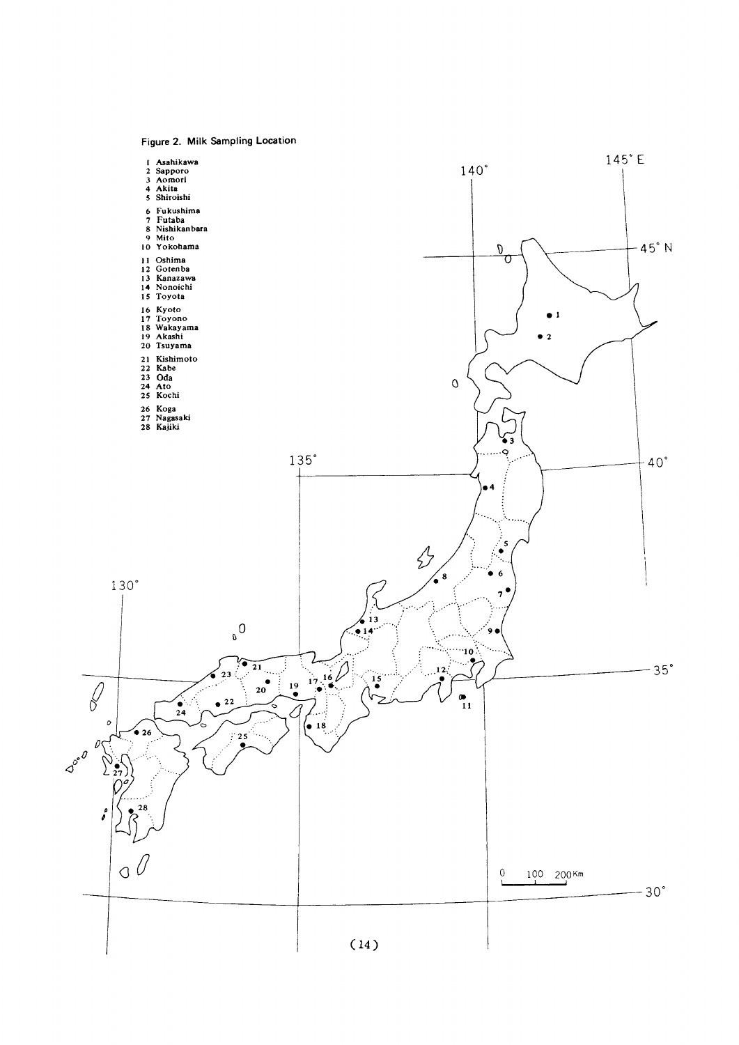Figure 2. Milk Sampling Location

1. Asahikawa
2. Sapporo
3. Aomori
4. Akita
5. Shiroishi
6. Fukushima
7. Futaba
8. Nishikanbara
9. Mito
10. Yokohama
11. Oshima
12. Gotenba
13. Kanazawa
14. Nonoichi
15. Toyota
16. Kyoto
17. Toyono
18. Wakayama
19. Akashi
20. Tsuyama
21. Kishimoto
22. Kabe
23. Oda
24. Ato
25. Kochi
26. Koga
27. Nagasaki
28. Kajiki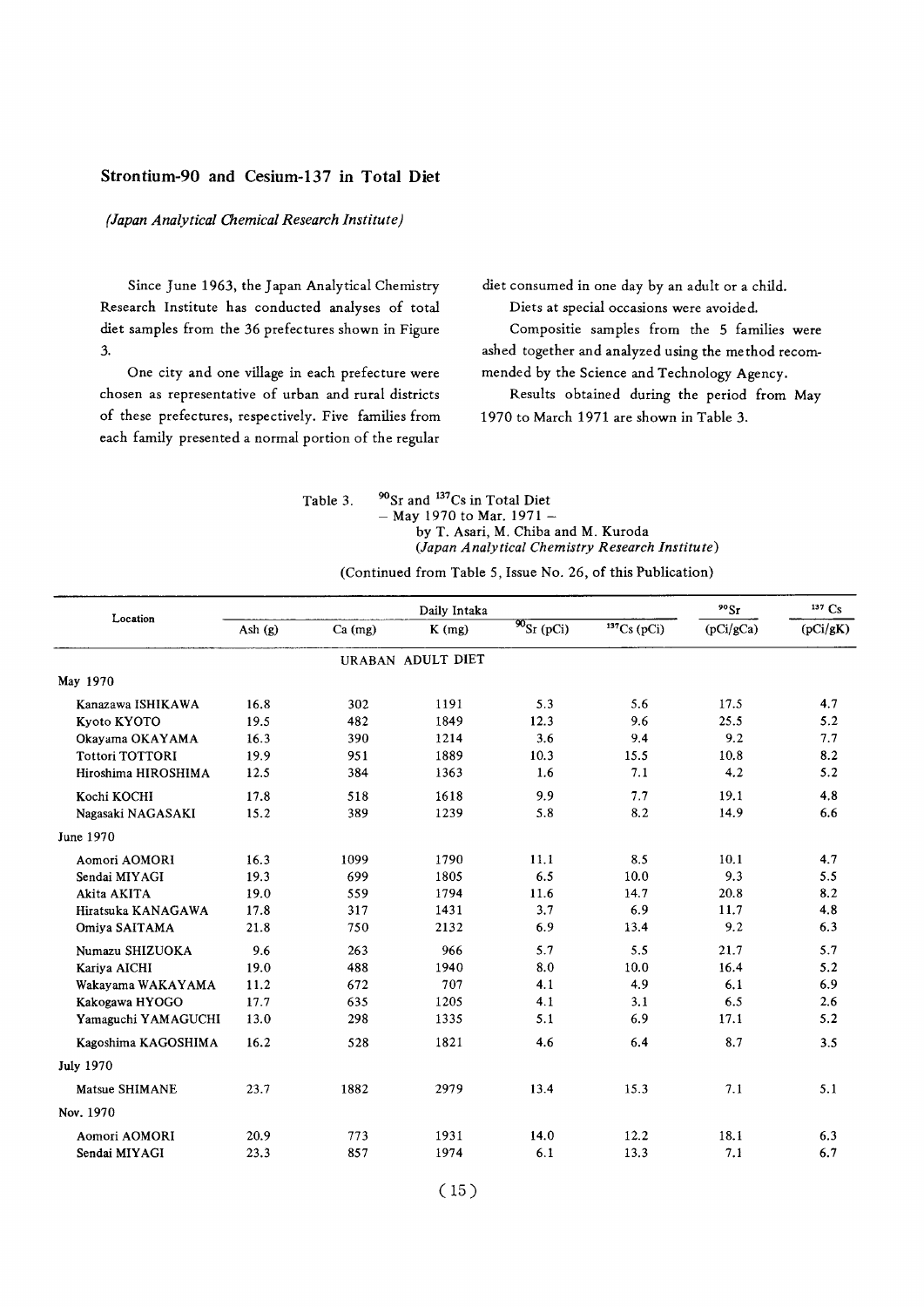## Strontium-90 and Cesium-137 in Total Diet

*(Japan Analytical Chemical Research Institute)*

Since June 1963, the Japan Analytical Chemistry Research Institute has conducted analyses of total diet samples from the 36 prefectures shown in Figure 3.

One city and one village in each prefecture were chosen as representative of urban and rural districts of these prefectures, respectively. Five families from each family presented a normal portion of the regular diet consumed in one day by an adult or a child.

Diets at special occasions were avoided.

Compositie samples from the 5 families were ashed together and analyzed using the method recommended by the Science and Technology Agency.

Results obtained during the period from May 1970 to March 1971 are shown in Table 3.

Table 3. $^{90}Sr$ and $^{137}Cs$ in Total Diet
– May 1970 to Mar. 1971 –
by T. Asari, M. Chiba and M. Kuroda
*(Japan Analytical Chemistry Research Institute)*

(Continued from Table 5, Issue No. 26, of this Publication)

| Location | Daily Intaka | | | | | $^{90}Sr$ | $^{137}Cs$ |
|---|---|---|---|---|---|---|---|
| | Ash (g) | Ca (mg) | K (mg) | $^{90}Sr$ (pCi) | $^{137}Cs$ (pCi) | (pCi/gCa) | (pCi/gK) |
| | | | URABAN ADULT DIET | | | | |
| May 1970 | | | | | | | |
| Kanazawa ISHIKAWA | 16.8 | 302 | 1191 | 5.3 | 5.6 | 17.5 | 4.7 |
| Kyoto KYOTO | 19.5 | 482 | 1849 | 12.3 | 9.6 | 25.5 | 5.2 |
| Okayama OKAYAMA | 16.3 | 390 | 1214 | 3.6 | 9.4 | 9.2 | 7.7 |
| Tottori TOTTORI | 19.9 | 951 | 1889 | 10.3 | 15.5 | 10.8 | 8.2 |
| Hiroshima HIROSHIMA | 12.5 | 384 | 1363 | 1.6 | 7.1 | 4.2 | 5.2 |
| Kochi KOCHI | 17.8 | 518 | 1618 | 9.9 | 7.7 | 19.1 | 4.8 |
| Nagasaki NAGASAKI | 15.2 | 389 | 1239 | 5.8 | 8.2 | 14.9 | 6.6 |
| June 1970 | | | | | | | |
| Aomori AOMORI | 16.3 | 1099 | 1790 | 11.1 | 8.5 | 10.1 | 4.7 |
| Sendai MIYAGI | 19.3 | 699 | 1805 | 6.5 | 10.0 | 9.3 | 5.5 |
| Akita AKITA | 19.0 | 559 | 1794 | 11.6 | 14.7 | 20.8 | 8.2 |
| Hiratsuka KANAGAWA | 17.8 | 317 | 1431 | 3.7 | 6.9 | 11.7 | 4.8 |
| Omiya SAITAMA | 21.8 | 750 | 2132 | 6.9 | 13.4 | 9.2 | 6.3 |
| Numazu SHIZUOKA | 9.6 | 263 | 966 | 5.7 | 5.5 | 21.7 | 5.7 |
| Kariya AICHI | 19.0 | 488 | 1940 | 8.0 | 10.0 | 16.4 | 5.2 |
| Wakayama WAKAYAMA | 11.2 | 672 | 707 | 4.1 | 4.9 | 6.1 | 6.9 |
| Kakogawa HYOGO | 17.7 | 635 | 1205 | 4.1 | 3.1 | 6.5 | 2.6 |
| Yamaguchi YAMAGUCHI | 13.0 | 298 | 1335 | 5.1 | 6.9 | 17.1 | 5.2 |
| Kagoshima KAGOSHIMA | 16.2 | 528 | 1821 | 4.6 | 6.4 | 8.7 | 3.5 |
| July 1970 | | | | | | | |
| Matsue SHIMANE | 23.7 | 1882 | 2979 | 13.4 | 15.3 | 7.1 | 5.1 |
| Nov. 1970 | | | | | | | |
| Aomori AOMORI | 20.9 | 773 | 1931 | 14.0 | 12.2 | 18.1 | 6.3 |
| Sendai MIYAGI | 23.3 | 857 | 1974 | 6.1 | 13.3 | 7.1 | 6.7 |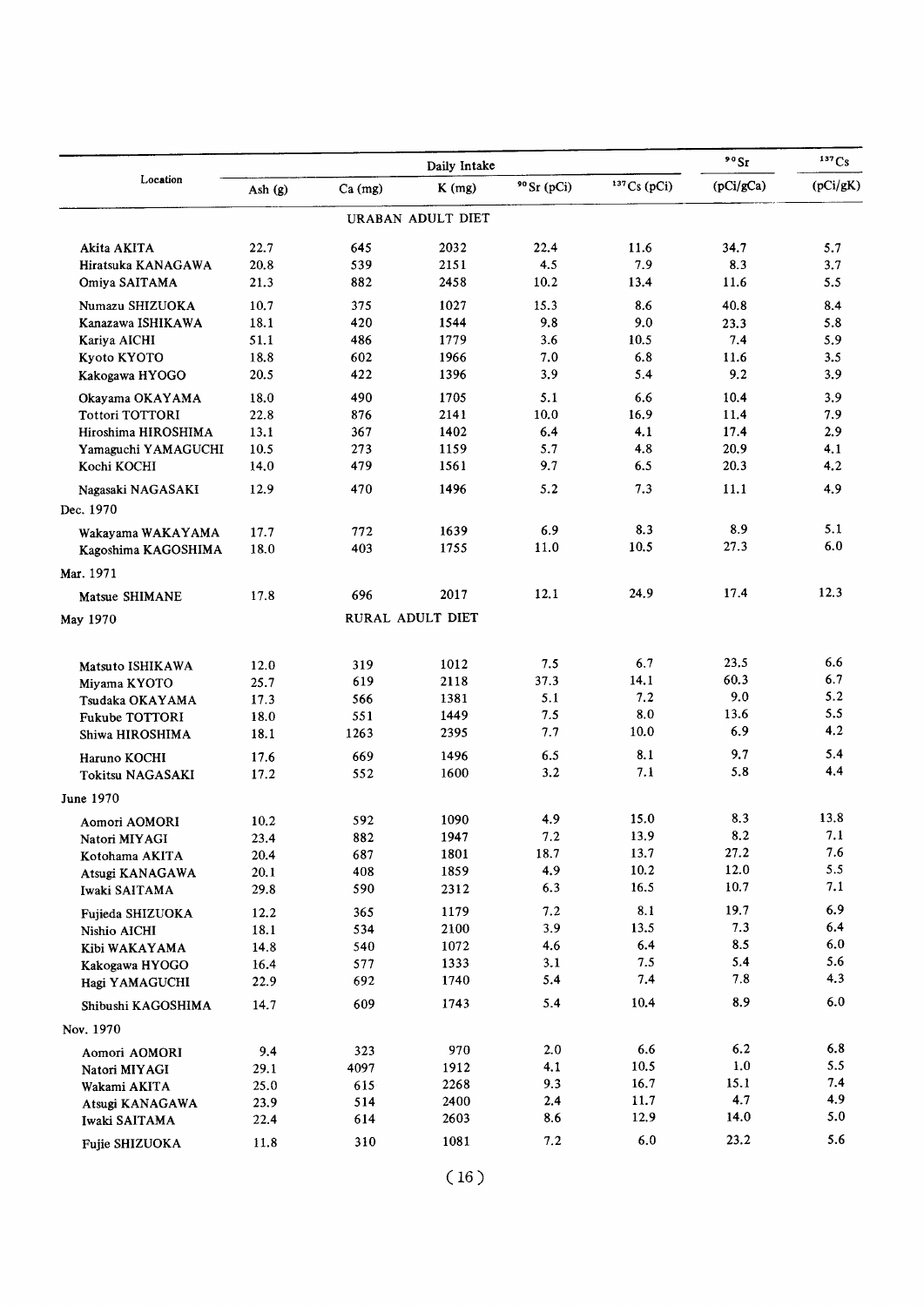| Location | Daily Intake | | | | | $^{90}Sr$ | $^{137}Cs$ |
|---|---|---|---|---|---|---|---|
| | Ash (g) | Ca (mg) | K (mg) | $^{90}Sr$ (pCi) | $^{137}Cs$ (pCi) | (pCi/gCa) | (pCi/gK) |
| | | | URABAN ADULT DIET | | | | |
| Akita AKITA | 22.7 | 645 | 2032 | 22.4 | 11.6 | 34.7 | 5.7 |
| Hiratsuka KANAGAWA | 20.8 | 539 | 2151 | 4.5 | 7.9 | 8.3 | 3.7 |
| Omiya SAITAMA | 21.3 | 882 | 2458 | 10.2 | 13.4 | 11.6 | 5.5 |
| Numazu SHIZUOKA | 10.7 | 375 | 1027 | 15.3 | 8.6 | 40.8 | 8.4 |
| Kanazawa ISHIKAWA | 18.1 | 420 | 1544 | 9.8 | 9.0 | 23.3 | 5.8 |
| Kariya AICHI | 51.1 | 486 | 1779 | 3.6 | 10.5 | 7.4 | 5.9 |
| Kyoto KYOTO | 18.8 | 602 | 1966 | 7.0 | 6.8 | 11.6 | 3.5 |
| Kakogawa HYOGO | 20.5 | 422 | 1396 | 3.9 | 5.4 | 9.2 | 3.9 |
| Okayama OKAYAMA | 18.0 | 490 | 1705 | 5.1 | 6.6 | 10.4 | 3.9 |
| Tottori TOTTORI | 22.8 | 876 | 2141 | 10.0 | 16.9 | 11.4 | 7.9 |
| Hiroshima HIROSHIMA | 13.1 | 367 | 1402 | 6.4 | 4.1 | 17.4 | 2.9 |
| Yamaguchi YAMAGUCHI | 10.5 | 273 | 1159 | 5.7 | 4.8 | 20.9 | 4.1 |
| Kochi KOCHI | 14.0 | 479 | 1561 | 9.7 | 6.5 | 20.3 | 4.2 |
| Nagasaki NAGASAKI | 12.9 | 470 | 1496 | 5.2 | 7.3 | 11.1 | 4.9 |
| Dec. 1970 | | | | | | | |
| Wakayama WAKAYAMA | 17.7 | 772 | 1639 | 6.9 | 8.3 | 8.9 | 5.1 |
| Kagoshima KAGOSHIMA | 18.0 | 403 | 1755 | 11.0 | 10.5 | 27.3 | 6.0 |
| Mar. 1971 | | | | | | | |
| Matsue SHIMANE | 17.8 | 696 | 2017 | 12.1 | 24.9 | 17.4 | 12.3 |
| May 1970 | | | RURAL ADULT DIET | | | | |
| Matsuto ISHIKAWA | 12.0 | 319 | 1012 | 7.5 | 6.7 | 23.5 | 6.6 |
| Miyama KYOTO | 25.7 | 619 | 2118 | 37.3 | 14.1 | 60.3 | 6.7 |
| Tsudaka OKAYAMA | 17.3 | 566 | 1381 | 5.1 | 7.2 | 9.0 | 5.2 |
| Fukube TOTTORI | 18.0 | 551 | 1449 | 7.5 | 8.0 | 13.6 | 5.5 |
| Shiwa HIROSHIMA | 18.1 | 1263 | 2395 | 7.7 | 10.0 | 6.9 | 4.2 |
| Haruno KOCHI | 17.6 | 669 | 1496 | 6.5 | 8.1 | 9.7 | 5.4 |
| Tokitsu NAGASAKI | 17.2 | 552 | 1600 | 3.2 | 7.1 | 5.8 | 4.4 |
| June 1970 | | | | | | | |
| Aomori AOMORI | 10.2 | 592 | 1090 | 4.9 | 15.0 | 8.3 | 13.8 |
| Natori MIYAGI | 23.4 | 882 | 1947 | 7.2 | 13.9 | 8.2 | 7.1 |
| Kotohama AKITA | 20.4 | 687 | 1801 | 18.7 | 13.7 | 27.2 | 7.6 |
| Atsugi KANAGAWA | 20.1 | 408 | 1859 | 4.9 | 10.2 | 12.0 | 5.5 |
| Iwaki SAITAMA | 29.8 | 590 | 2312 | 6.3 | 16.5 | 10.7 | 7.1 |
| Fujieda SHIZUOKA | 12.2 | 365 | 1179 | 7.2 | 8.1 | 19.7 | 6.9 |
| Nishio AICHI | 18.1 | 534 | 2100 | 3.9 | 13.5 | 7.3 | 6.4 |
| Kibi WAKAYAMA | 14.8 | 540 | 1072 | 4.6 | 6.4 | 8.5 | 6.0 |
| Kakogawa HYOGO | 16.4 | 577 | 1333 | 3.1 | 7.5 | 5.4 | 5.6 |
| Hagi YAMAGUCHI | 22.9 | 692 | 1740 | 5.4 | 7.4 | 7.8 | 4.3 |
| Shibushi KAGOSHIMA | 14.7 | 609 | 1743 | 5.4 | 10.4 | 8.9 | 6.0 |
| Nov. 1970 | | | | | | | |
| Aomori AOMORI | 9.4 | 323 | 970 | 2.0 | 6.6 | 6.2 | 6.8 |
| Natori MIYAGI | 29.1 | 4097 | 1912 | 4.1 | 10.5 | 1.0 | 5.5 |
| Wakami AKITA | 25.0 | 615 | 2268 | 9.3 | 16.7 | 15.1 | 7.4 |
| Atsugi KANAGAWA | 23.9 | 514 | 2400 | 2.4 | 11.7 | 4.7 | 4.9 |
| Iwaki SAITAMA | 22.4 | 614 | 2603 | 8.6 | 12.9 | 14.0 | 5.0 |
| Fujie SHIZUOKA | 11.8 | 310 | 1081 | 7.2 | 6.0 | 23.2 | 5.6 |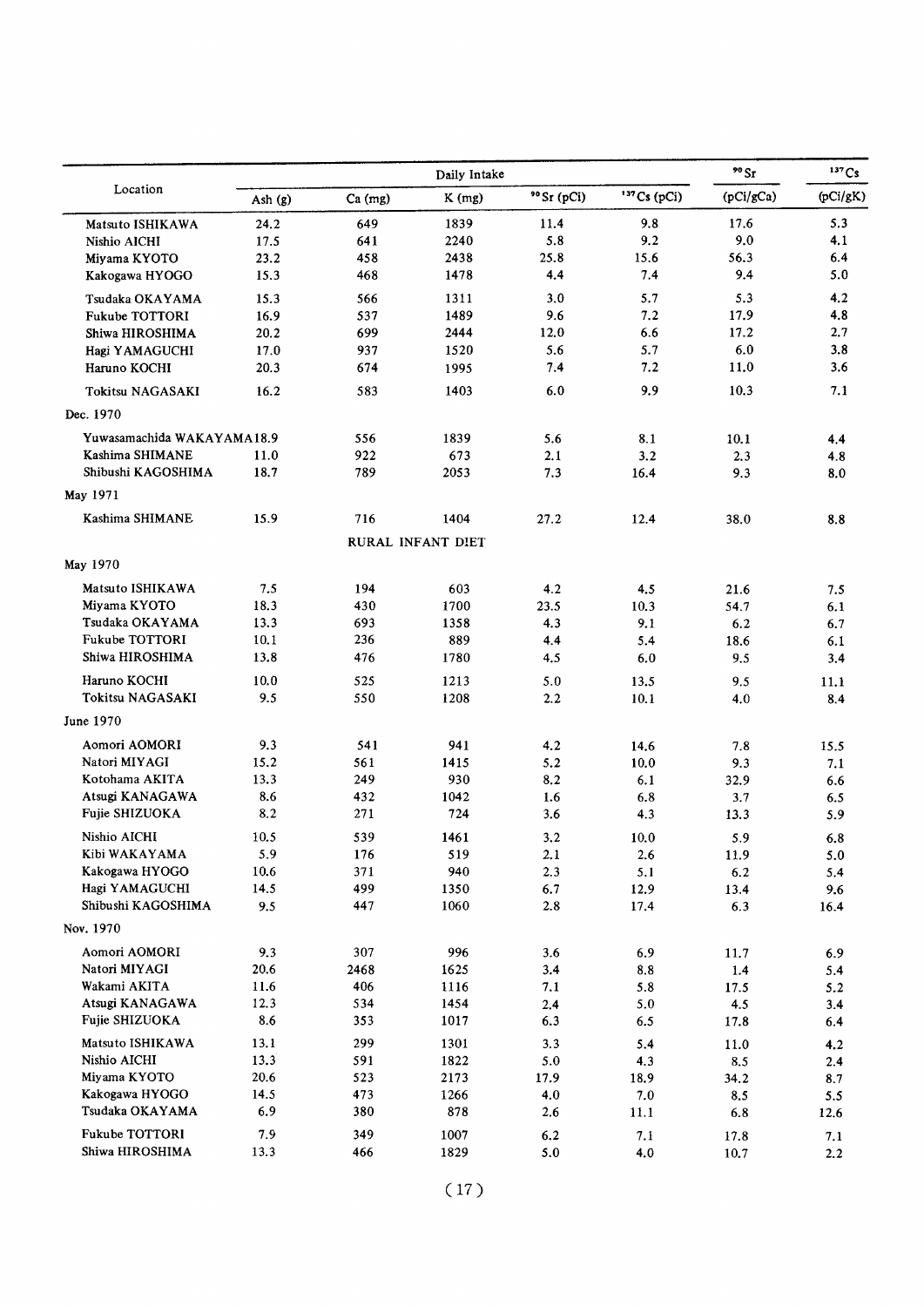| Location | Daily Intake | | | | | $^{90}Sr$ | $^{137}Cs$ |
|---|---|---|---|---|---|---|---|
| | Ash (g) | Ca (mg) | K (mg) | $^{90}Sr$ (pCi) | $^{137}Cs$ (pCi) | (pCi/gCa) | (pCi/gK) |
| Matsuto ISHIKAWA | 24.2 | 649 | 1839 | 11.4 | 9.8 | 17.6 | 5.3 |
| Nishio AICHI | 17.5 | 641 | 2240 | 5.8 | 9.2 | 9.0 | 4.1 |
| Miyama KYOTO | 23.2 | 458 | 2438 | 25.8 | 15.6 | 56.3 | 6.4 |
| Kakogawa HYOGO | 15.3 | 468 | 1478 | 4.4 | 7.4 | 9.4 | 5.0 |
| Tsudaka OKAYAMA | 15.3 | 566 | 1311 | 3.0 | 5.7 | 5.3 | 4.2 |
| Fukube TOTTORI | 16.9 | 537 | 1489 | 9.6 | 7.2 | 17.9 | 4.8 |
| Shiwa HIROSHIMA | 20.2 | 699 | 2444 | 12.0 | 6.6 | 17.2 | 2.7 |
| Hagi YAMAGUCHI | 17.0 | 937 | 1520 | 5.6 | 5.7 | 6.0 | 3.8 |
| Haruno KOCHI | 20.3 | 674 | 1995 | 7.4 | 7.2 | 11.0 | 3.6 |
| Tokitsu NAGASAKI | 16.2 | 583 | 1403 | 6.0 | 9.9 | 10.3 | 7.1 |
| Dec. 1970 | | | | | | | |
| Yuwasamachida WAKAYAMA | 18.9 | 556 | 1839 | 5.6 | 8.1 | 10.1 | 4.4 |
| Kashima SHIMANE | 11.0 | 922 | 673 | 2.1 | 3.2 | 2.3 | 4.8 |
| Shibushi KAGOSHIMA | 18.7 | 789 | 2053 | 7.3 | 16.4 | 9.3 | 8.0 |
| May 1971 | | | | | | | |
| Kashima SHIMANE | 15.9 | 716 | 1404 | 27.2 | 12.4 | 38.0 | 8.8 |
| RURAL INFANT DIET | | | | | | | |
| May 1970 | | | | | | | |
| Matsuto ISHIKAWA | 7.5 | 194 | 603 | 4.2 | 4.5 | 21.6 | 7.5 |
| Miyama KYOTO | 18.3 | 430 | 1700 | 23.5 | 10.3 | 54.7 | 6.1 |
| Tsudaka OKAYAMA | 13.3 | 693 | 1358 | 4.3 | 9.1 | 6.2 | 6.7 |
| Fukube TOTTORI | 10.1 | 236 | 889 | 4.4 | 5.4 | 18.6 | 6.1 |
| Shiwa HIROSHIMA | 13.8 | 476 | 1780 | 4.5 | 6.0 | 9.5 | 3.4 |
| Haruno KOCHI | 10.0 | 525 | 1213 | 5.0 | 13.5 | 9.5 | 11.1 |
| Tokitsu NAGASAKI | 9.5 | 550 | 1208 | 2.2 | 10.1 | 4.0 | 8.4 |
| June 1970 | | | | | | | |
| Aomori AOMORI | 9.3 | 541 | 941 | 4.2 | 14.6 | 7.8 | 15.5 |
| Natori MIYAGI | 15.2 | 561 | 1415 | 5.2 | 10.0 | 9.3 | 7.1 |
| Kotohama AKITA | 13.3 | 249 | 930 | 8.2 | 6.1 | 32.9 | 6.6 |
| Atsugi KANAGAWA | 8.6 | 432 | 1042 | 1.6 | 6.8 | 3.7 | 6.5 |
| Fujie SHIZUOKA | 8.2 | 271 | 724 | 3.6 | 4.3 | 13.3 | 5.9 |
| Nishio AICHI | 10.5 | 539 | 1461 | 3.2 | 10.0 | 5.9 | 6.8 |
| Kibi WAKAYAMA | 5.9 | 176 | 519 | 2.1 | 2.6 | 11.9 | 5.0 |
| Kakogawa HYOGO | 10.6 | 371 | 940 | 2.3 | 5.1 | 6.2 | 5.4 |
| Hagi YAMAGUCHI | 14.5 | 499 | 1350 | 6.7 | 12.9 | 13.4 | 9.6 |
| Shibushi KAGOSHIMA | 9.5 | 447 | 1060 | 2.8 | 17.4 | 6.3 | 16.4 |
| Nov. 1970 | | | | | | | |
| Aomori AOMORI | 9.3 | 307 | 996 | 3.6 | 6.9 | 11.7 | 6.9 |
| Natori MIYAGI | 20.6 | 2468 | 1625 | 3.4 | 8.8 | 1.4 | 5.4 |
| Wakami AKITA | 11.6 | 406 | 1116 | 7.1 | 5.8 | 17.5 | 5.2 |
| Atsugi KANAGAWA | 12.3 | 534 | 1454 | 2.4 | 5.0 | 4.5 | 3.4 |
| Fujie SHIZUOKA | 8.6 | 353 | 1017 | 6.3 | 6.5 | 17.8 | 6.4 |
| Matsuto ISHIKAWA | 13.1 | 299 | 1301 | 3.3 | 5.4 | 11.0 | 4.2 |
| Nishio AICHI | 13.3 | 591 | 1822 | 5.0 | 4.3 | 8.5 | 2.4 |
| Miyama KYOTO | 20.6 | 523 | 2173 | 17.9 | 18.9 | 34.2 | 8.7 |
| Kakogawa HYOGO | 14.5 | 473 | 1266 | 4.0 | 7.0 | 8.5 | 5.5 |
| Tsudaka OKAYAMA | 6.9 | 380 | 878 | 2.6 | 11.1 | 6.8 | 12.6 |
| Fukube TOTTORI | 7.9 | 349 | 1007 | 6.2 | 7.1 | 17.8 | 7.1 |
| Shiwa HIROSHIMA | 13.3 | 466 | 1829 | 5.0 | 4.0 | 10.7 | 2.2 |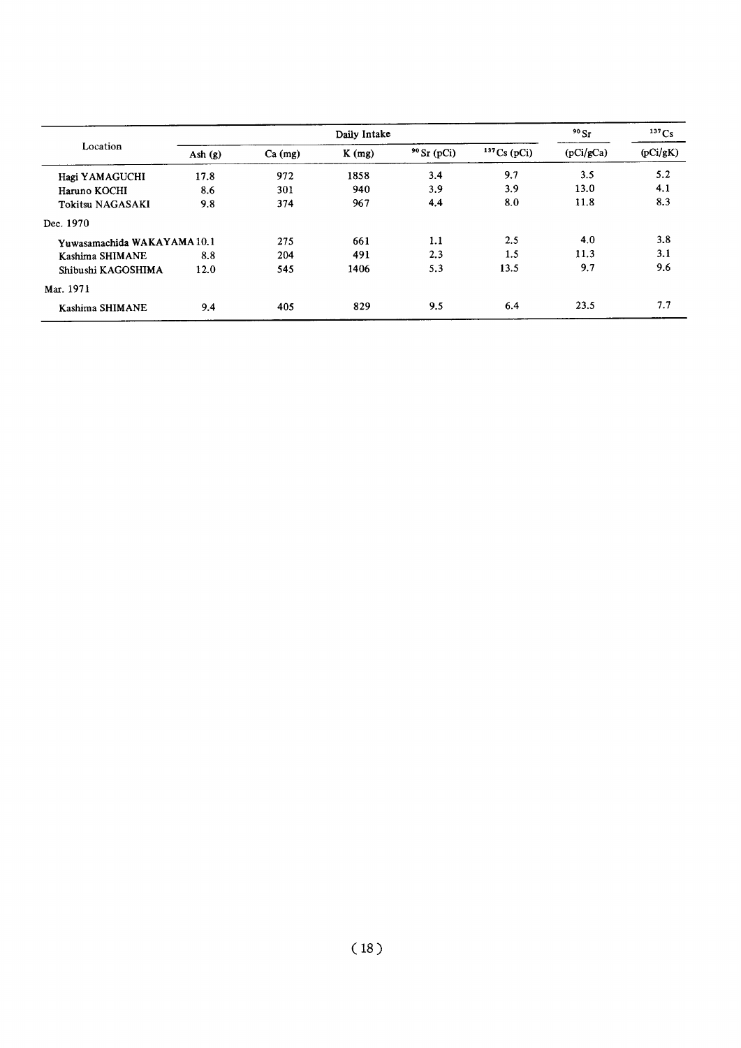| Location | Daily Intake | | | | | $^{90}Sr$ | $^{137}Cs$ |
|---|---|---|---|---|---|---|---|
| | Ash (g) | Ca (mg) | K (mg) | $^{90}Sr$ (pCi) | $^{137}Cs$ (pCi) | (pCi/gCa) | (pCi/gK) |
| Hagi YAMAGUCHI | 17.8 | 972 | 1858 | 3.4 | 9.7 | 3.5 | 5.2 |
| Haruno KOCHI | 8.6 | 301 | 940 | 3.9 | 3.9 | 13.0 | 4.1 |
| Tokitsu NAGASAKI | 9.8 | 374 | 967 | 4.4 | 8.0 | 11.8 | 8.3 |
| Dec. 1970 | | | | | | | |
| Yuwasamachida WAKAYAMA | 10.1 | 275 | 661 | 1.1 | 2.5 | 4.0 | 3.8 |
| Kashima SHIMANE | 8.8 | 204 | 491 | 2.3 | 1.5 | 11.3 | 3.1 |
| Shibushi KAGOSHIMA | 12.0 | 545 | 1406 | 5.3 | 13.5 | 9.7 | 9.6 |
| Mar. 1971 | | | | | | | |
| Kashima SHIMANE | 9.4 | 405 | 829 | 9.5 | 6.4 | 23.5 | 7.7 |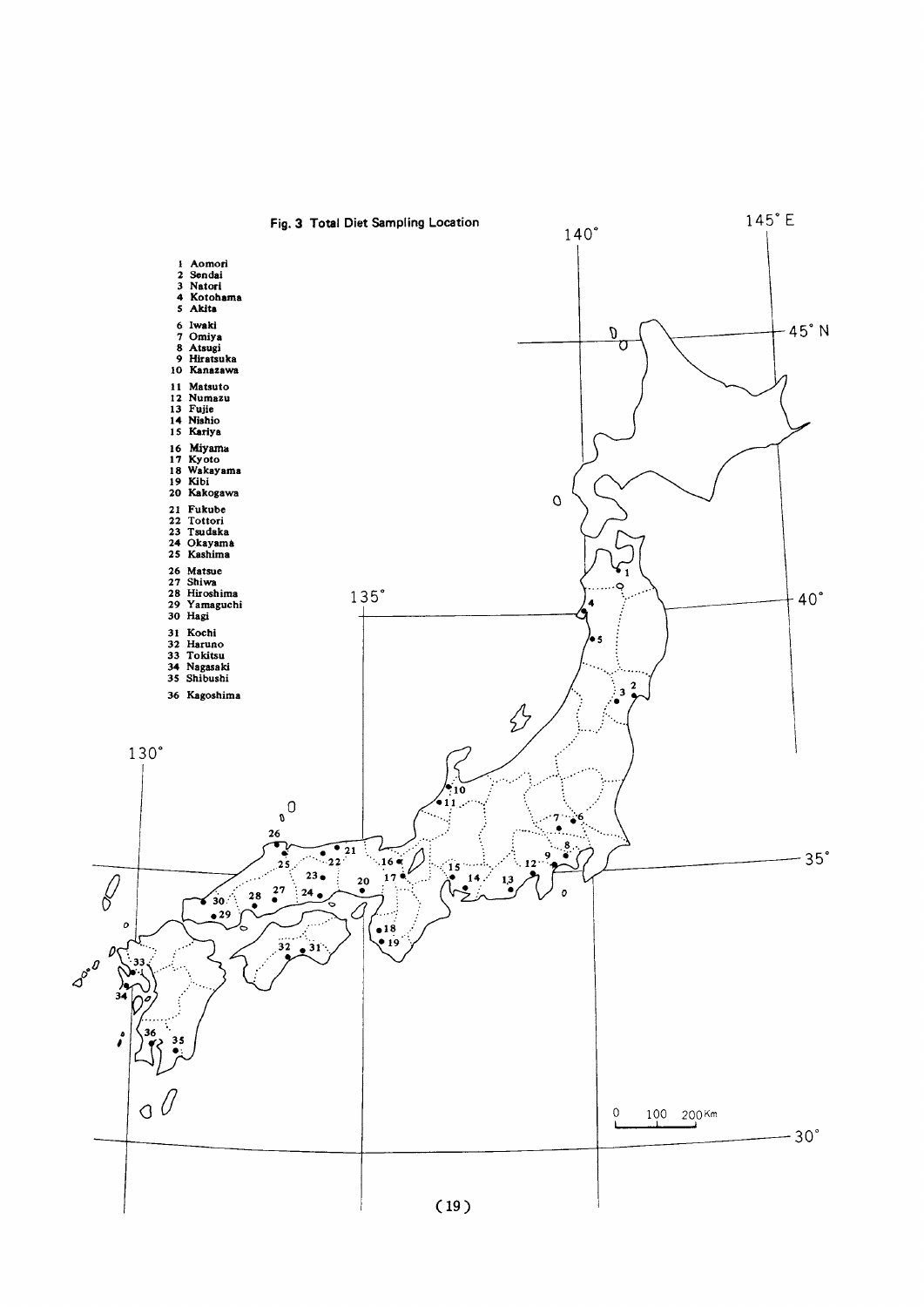**Fig. 3 Total Diet Sampling Location**

1 Aomori
2 Sendai
3 Natori
4 Kotohama
5 Akita

6 Iwaki
7 Omiya
8 Atsugi
9 Hiratsuka
10 Kanazawa

11 Matsuto
12 Numazu
13 Fujie
14 Nishio
15 Kariya

16 Miyama
17 Kyoto
18 Wakayama
19 Kibi
20 Kakogawa

21 Fukube
22 Tottori
23 Tsudaka
24 Okayama
25 Kashima

26 Matsue
27 Shiwa
28 Hiroshima
29 Yamaguchi
30 Hagi

31 Kochi
32 Haruno
33 Tokitsu
34 Nagasaki
35 Shibushi

36 Kagoshima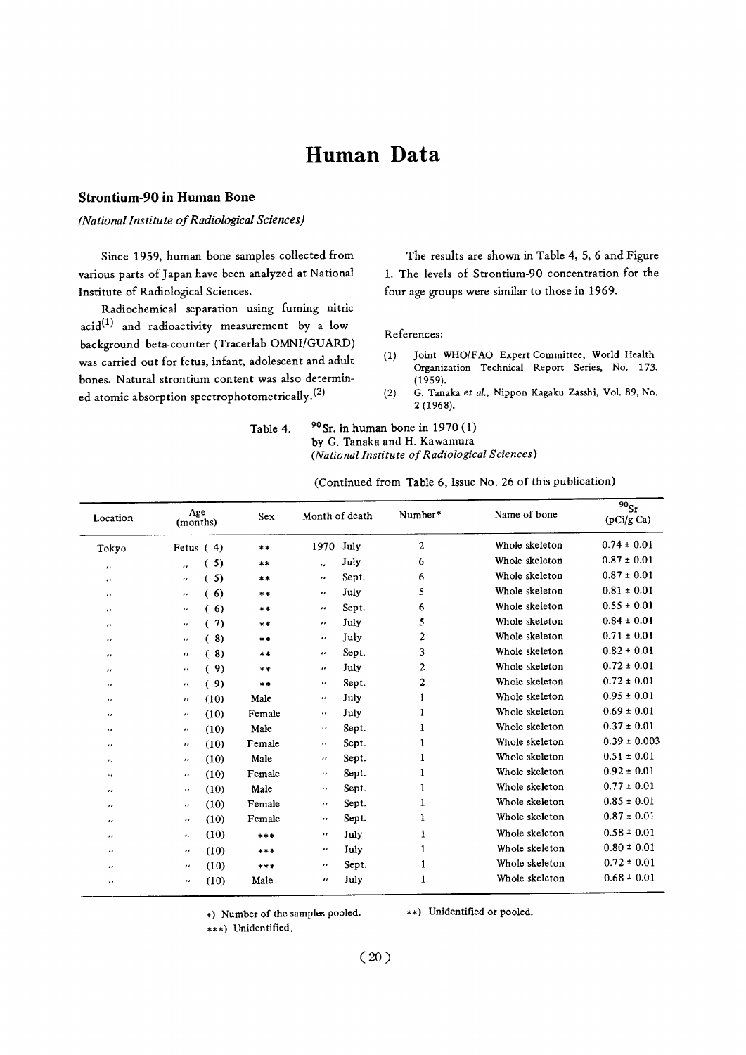# Human Data

## Strontium-90 in Human Bone

*(National Institute of Radiological Sciences)*

Since 1959, human bone samples collected from various parts of Japan have been analyzed at National Institute of Radiological Sciences.

Radiochemical separation using fuming nitric acid[1] and radioactivity measurement by a low background beta-counter (Tracerlab OMNI/GUARD) was carried out for fetus, infant, adolescent and adult bones. Natural strontium content was also determined atomic absorption spectrophotometrically.[2]

The results are shown in Table 4, 5, 6 and Figure 1. The levels of Strontium-90 concentration for the four age groups were similar to those in 1969.

References:

(1) Joint WHO/FAO Expert Committee, World Health Organization Technical Report Series, No. 173. (1959).

(2) G. Tanaka *et al.*, Nippon Kagaku Zasshi, Vol. 89, No. 2 (1968).

Table 4. $^{90}$Sr. in human bone in 1970 (1)
by G. Tanaka and H. Kawamura
*(National Institute of Radiological Sciences)*

(Continued from Table 6, Issue No. 26 of this publication)

| Location | Age (months) | Sex | Month of death | Number* | Name of bone | $^{90}$Sr (pCi/g Ca) |
|---|---|---|---|---|---|---|
| Tokyo | Fetus ( 4) | ** | 1970 July | 2 | Whole skeleton | 0.74 ± 0.01 |
| ,, | ,, ( 5) | ** | ,, July | 6 | Whole skeleton | 0.87 ± 0.01 |
| ,, | ,, ( 5) | ** | ,, Sept. | 6 | Whole skeleton | 0.87 ± 0.01 |
| ,, | ,, ( 6) | ** | ,, July | 5 | Whole skeleton | 0.81 ± 0.01 |
| ,, | ,, ( 6) | ** | ,, Sept. | 6 | Whole skeleton | 0.55 ± 0.01 |
| ,, | ,, ( 7) | ** | ,, July | 5 | Whole skeleton | 0.84 ± 0.01 |
| ,, | ,, ( 8) | ** | ,, July | 2 | Whole skeleton | 0.71 ± 0.01 |
| ,, | ,, ( 8) | ** | ,, Sept. | 3 | Whole skeleton | 0.82 ± 0.01 |
| ,, | ,, ( 9) | ** | ,, July | 2 | Whole skeleton | 0.72 ± 0.01 |
| ,, | ,, ( 9) | ** | ,, Sept. | 2 | Whole skeleton | 0.72 ± 0.01 |
| ,, | ,, (10) | Male | ,, July | 1 | Whole skeleton | 0.95 ± 0.01 |
| ,, | ,, (10) | Female | ,, July | 1 | Whole skeleton | 0.69 ± 0.01 |
| ,, | ,, (10) | Male | ,, Sept. | 1 | Whole skeleton | 0.37 ± 0.01 |
| ,, | ,, (10) | Female | ,, Sept. | 1 | Whole skeleton | 0.39 ± 0.003 |
| ,, | ,, (10) | Male | ,, Sept. | 1 | Whole skeleton | 0.51 ± 0.01 |
| ,, | ,, (10) | Female | ,, Sept. | 1 | Whole skeleton | 0.92 ± 0.01 |
| ,, | ,, (10) | Male | ,, Sept. | 1 | Whole skeleton | 0.77 ± 0.01 |
| ,, | ,, (10) | Female | ,, Sept. | 1 | Whole skeleton | 0.85 ± 0.01 |
| ,, | ,, (10) | Female | ,, Sept. | 1 | Whole skeleton | 0.87 ± 0.01 |
| ,, | ,, (10) | *** | ,, July | 1 | Whole skeleton | 0.58 ± 0.01 |
| ,, | ,, (10) | *** | ,, July | 1 | Whole skeleton | 0.80 ± 0.01 |
| ,, | ,, (10) | *** | ,, Sept. | 1 | Whole skeleton | 0.72 ± 0.01 |
| ,, | ,, (10) | Male | ,, July | 1 | Whole skeleton | 0.68 ± 0.01 |

*) Number of the samples pooled. **) Unidentified or pooled.

***) Unidentified.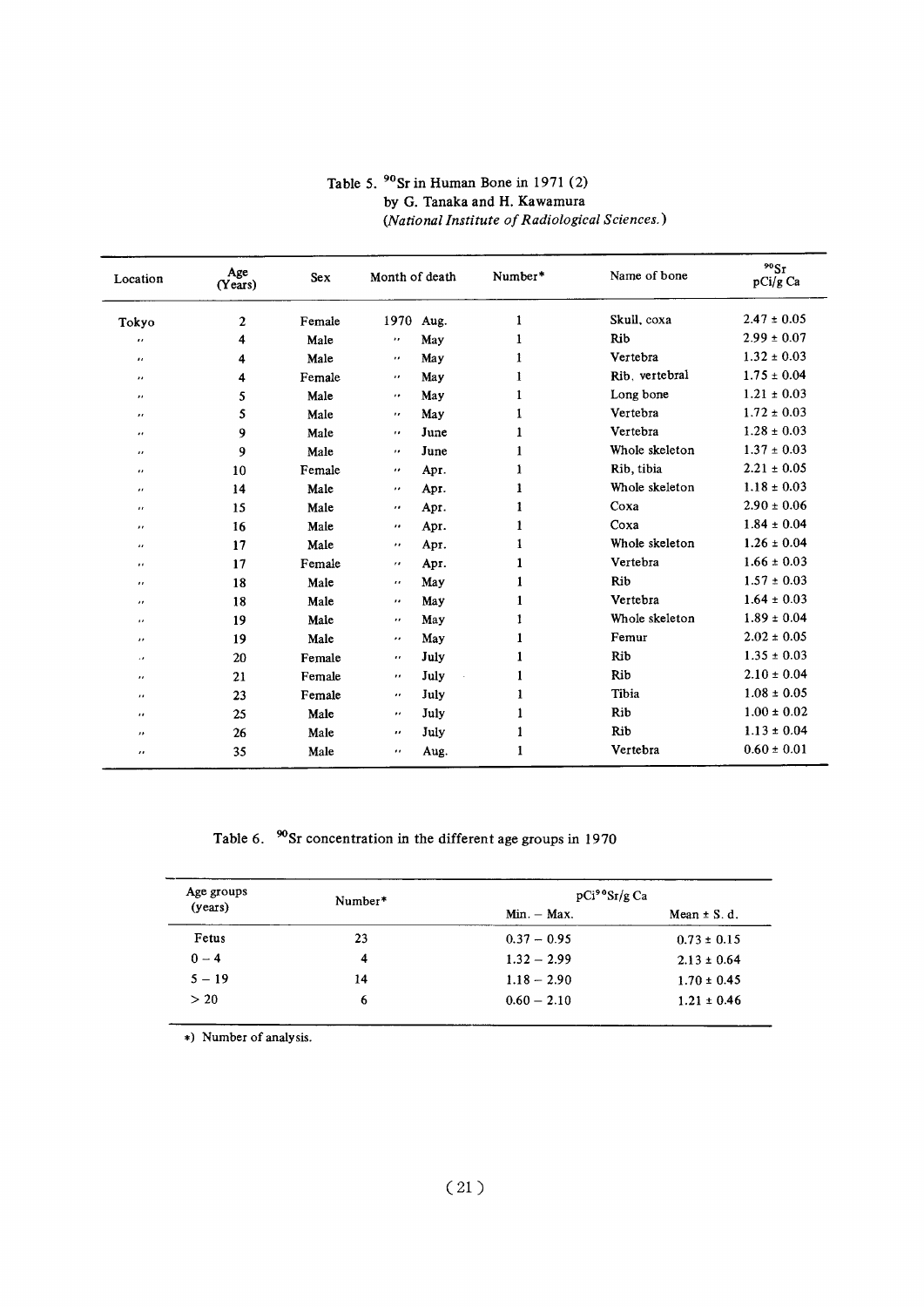Table 5. $^{90}Sr$ in Human Bone in 1971 (2)
by G. Tanaka and H. Kawamura
*(National Institute of Radiological Sciences.)*

| Location | Age (Years) | Sex | Month of death | Number* | Name of bone | $^{90}Sr$ pCi/g Ca |
|---|---|---|---|---|---|---|
| Tokyo | 2 | Female | 1970 Aug. | 1 | Skull, coxa | 2.47 ± 0.05 |
| " | 4 | Male | " May | 1 | Rib | 2.99 ± 0.07 |
| " | 4 | Male | " May | 1 | Vertebra | 1.32 ± 0.03 |
| " | 4 | Female | " May | 1 | Rib, vertebral | 1.75 ± 0.04 |
| " | 5 | Male | " May | 1 | Long bone | 1.21 ± 0.03 |
| " | 5 | Male | " May | 1 | Vertebra | 1.72 ± 0.03 |
| " | 9 | Male | " June | 1 | Vertebra | 1.28 ± 0.03 |
| " | 9 | Male | " June | 1 | Whole skeleton | 1.37 ± 0.03 |
| " | 10 | Female | " Apr. | 1 | Rib, tibia | 2.21 ± 0.05 |
| " | 14 | Male | " Apr. | 1 | Whole skeleton | 1.18 ± 0.03 |
| " | 15 | Male | " Apr. | 1 | Coxa | 2.90 ± 0.06 |
| " | 16 | Male | " Apr. | 1 | Coxa | 1.84 ± 0.04 |
| " | 17 | Male | " Apr. | 1 | Whole skeleton | 1.26 ± 0.04 |
| " | 17 | Female | " Apr. | 1 | Vertebra | 1.66 ± 0.03 |
| " | 18 | Male | " May | 1 | Rib | 1.57 ± 0.03 |
| " | 18 | Male | " May | 1 | Vertebra | 1.64 ± 0.03 |
| " | 19 | Male | " May | 1 | Whole skeleton | 1.89 ± 0.04 |
| " | 19 | Male | " May | 1 | Femur | 2.02 ± 0.05 |
| " | 20 | Female | " July | 1 | Rib | 1.35 ± 0.03 |
| " | 21 | Female | " July | 1 | Rib | 2.10 ± 0.04 |
| " | 23 | Female | " July | 1 | Tibia | 1.08 ± 0.05 |
| " | 25 | Male | " July | 1 | Rib | 1.00 ± 0.02 |
| " | 26 | Male | " July | 1 | Rib | 1.13 ± 0.04 |
| " | 35 | Male | " Aug. | 1 | Vertebra | 0.60 ± 0.01 |

Table 6. $^{90}Sr$ concentration in the different age groups in 1970

| Age groups (years) | Number* | pCi$^{90}$Sr/g Ca | |
|---|---|---|---|
| | | Min. – Max. | Mean ± S. d. |
| Fetus | 23 | 0.37 – 0.95 | 0.73 ± 0.15 |
| 0 – 4 | 4 | 1.32 – 2.99 | 2.13 ± 0.64 |
| 5 – 19 | 14 | 1.18 – 2.90 | 1.70 ± 0.45 |
| > 20 | 6 | 0.60 – 2.10 | 1.21 ± 0.46 |

*) Number of analysis.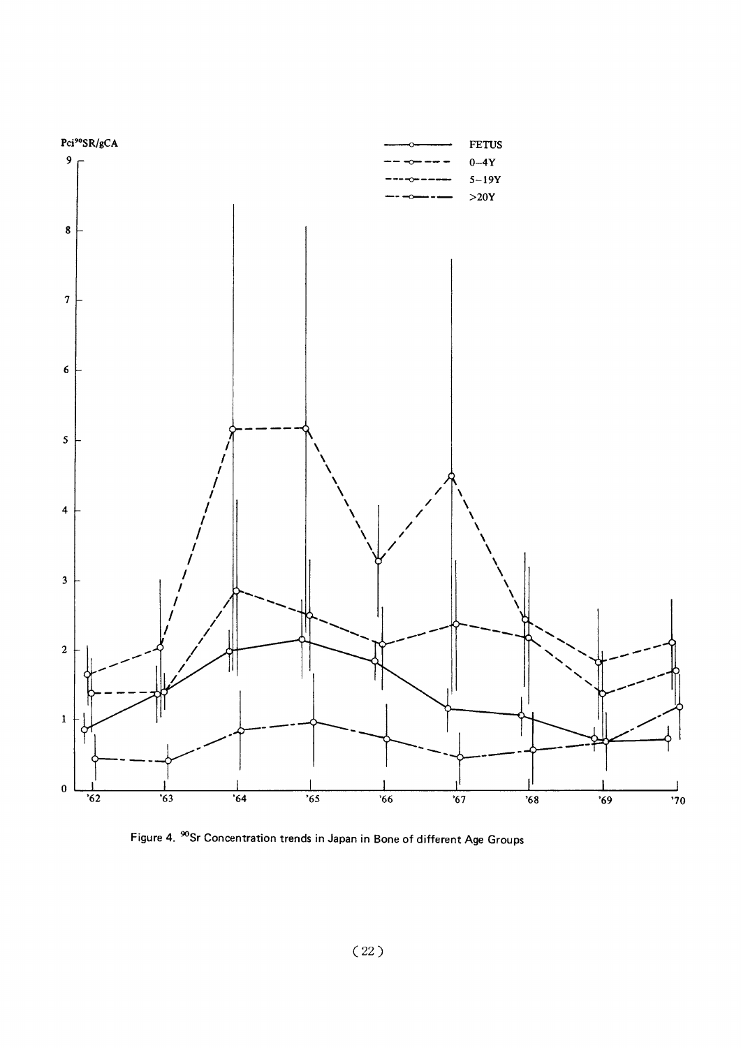Figure 4. $^{90}Sr$ Concentration trends in Japan in Bone of different Age Groups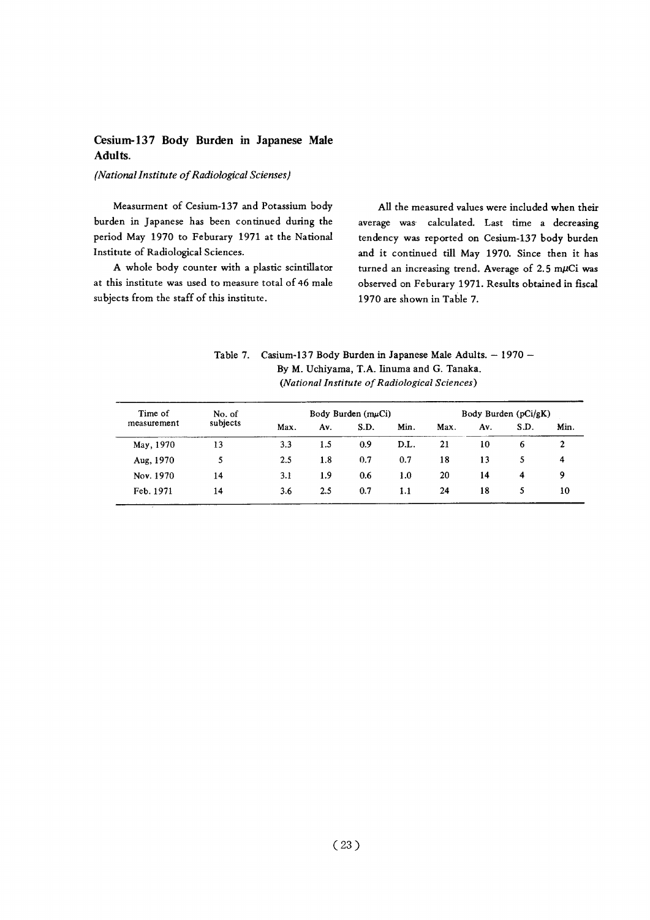## Cesium-137 Body Burden in Japanese Male Adults.

*(National Institute of Radiological Scienses)*

Measurment of Cesium-137 and Potassium body burden in Japanese has been continued during the period May 1970 to Feburary 1971 at the National Institute of Radiological Sciences.

A whole body counter with a plastic scintillator at this institute was used to measure total of 46 male subjects from the staff of this institute.

All the measured values were included when their average was calculated. Last time a decreasing tendency was reported on Cesium-137 body burden and it continued till May 1970. Since then it has turned an increasing trend. Average of 2.5 mμCi was observed on Feburary 1971. Results obtained in fiscal 1970 are shown in Table 7.

Table 7. Casium-137 Body Burden in Japanese Male Adults. – 1970 –
By M. Uchiyama, T.A. Iinuma and G. Tanaka.
*(National Institute of Radiological Sciences)*

| Time of measurement | No. of subjects | Body Burden (mμCi) | | | | Body Burden (pCi/gK) | | | |
|---|---|---|---|---|---|---|---|---|---|
| | | Max. | Av. | S.D. | Min. | Max. | Av. | S.D. | Min. |
| May, 1970 | 13 | 3.3 | 1.5 | 0.9 | D.L. | 21 | 10 | 6 | 2 |
| Aug, 1970 | 5 | 2.5 | 1.8 | 0.7 | 0.7 | 18 | 13 | 5 | 4 |
| Nov. 1970 | 14 | 3.1 | 1.9 | 0.6 | 1.0 | 20 | 14 | 4 | 9 |
| Feb. 1971 | 14 | 3.6 | 2.5 | 0.7 | 1.1 | 24 | 18 | 5 | 10 |